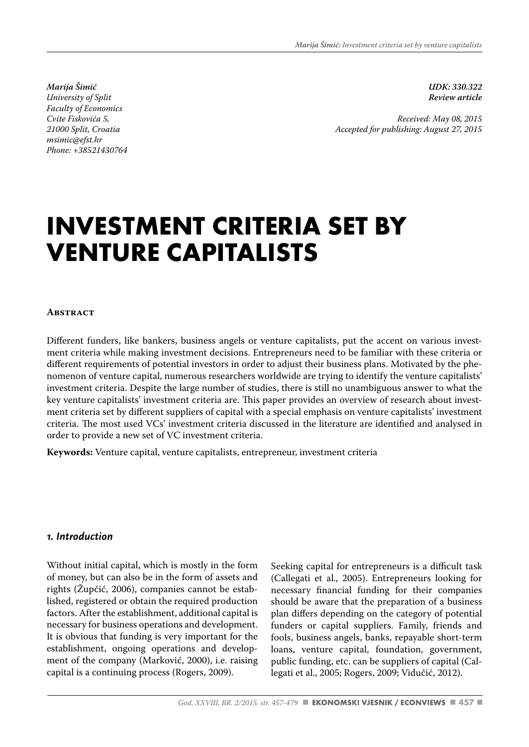*Marija Šimić*
*University of Split*
*Faculty of Economics*
*Cvite Fiskovića 5,*
*21000 Split, Croatia*
*msimic@efst.hr*
*Phone: +38521430764*

***UDK: 330.322***
***Review article***

*Received: May 08, 2015*
*Accepted for publishing: August 27, 2015*

# INVESTMENT CRITERIA SET BY VENTURE CAPITALISTS

## Abstract

Different funders, like bankers, business angels or venture capitalists, put the accent on various investment criteria while making investment decisions. Entrepreneurs need to be familiar with these criteria or different requirements of potential investors in order to adjust their business plans. Motivated by the phenomenon of venture capital, numerous researchers worldwide are trying to identify the venture capitalists' investment criteria. Despite the large number of studies, there is still no unambiguous answer to what the key venture capitalists' investment criteria are. This paper provides an overview of research about investment criteria set by different suppliers of capital with a special emphasis on venture capitalists' investment criteria. The most used VCs' investment criteria discussed in the literature are identified and analysed in order to provide a new set of VC investment criteria.

**Keywords:** Venture capital, venture capitalists, entrepreneur, investment criteria

## *1. Introduction*

Without initial capital, which is mostly in the form of money, but can also be in the form of assets and rights (Župčić, 2006), companies cannot be established, registered or obtain the required production factors. After the establishment, additional capital is necessary for business operations and development. It is obvious that funding is very important for the establishment, ongoing operations and development of the company (Marković, 2000), i.e. raising capital is a continuing process (Rogers, 2009).

Seeking capital for entrepreneurs is a difficult task (Callegati et al., 2005). Entrepreneurs looking for necessary financial funding for their companies should be aware that the preparation of a business plan differs depending on the category of potential funders or capital suppliers. Family, friends and fools, business angels, banks, repayable short-term loans, venture capital, foundation, government, public funding, etc. can be suppliers of capital (Callegati et al., 2005; Rogers, 2009; Vidučić, 2012).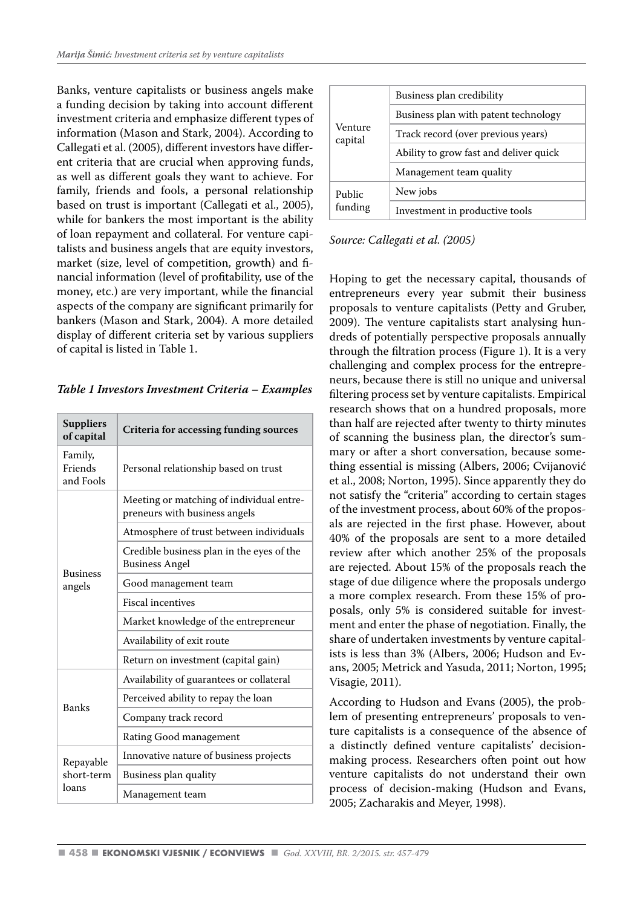Banks, venture capitalists or business angels make a funding decision by taking into account different investment criteria and emphasize different types of information (Mason and Stark, 2004). According to Callegati et al. (2005), different investors have different criteria that are crucial when approving funds, as well as different goals they want to achieve. For family, friends and fools, a personal relationship based on trust is important (Callegati et al., 2005), while for bankers the most important is the ability of loan repayment and collateral. For venture capitalists and business angels that are equity investors, market (size, level of competition, growth) and financial information (level of profitability, use of the money, etc.) are very important, while the financial aspects of the company are significant primarily for bankers (Mason and Stark, 2004). A more detailed display of different criteria set by various suppliers of capital is listed in Table 1.

***Table 1 Investors Investment Criteria – Examples***

| Suppliers of capital | Criteria for accessing funding sources |
|---|---|
| Family, Friends and Fools | Personal relationship based on trust |
| Business angels | Meeting or matching of individual entrepreneurs with business angels |
| | Atmosphere of trust between individuals |
| | Credible business plan in the eyes of the Business Angel |
| | Good management team |
| | Fiscal incentives |
| | Market knowledge of the entrepreneur |
| | Availability of exit route |
| | Return on investment (capital gain) |
| Banks | Availability of guarantees or collateral |
| | Perceived ability to repay the loan |
| | Company track record |
| | Rating Good management |
| Repayable short-term loans | Innovative nature of business projects |
| | Business plan quality |
| | Management team |
| Venture capital | Business plan credibility |
| | Business plan with patent technology |
| | Track record (over previous years) |
| | Ability to grow fast and deliver quick |
| | Management team quality |
| Public funding | New jobs |
| | Investment in productive tools |

*Source: Callegati et al. (2005)*

Hoping to get the necessary capital, thousands of entrepreneurs every year submit their business proposals to venture capitalists (Petty and Gruber, 2009). The venture capitalists start analysing hundreds of potentially perspective proposals annually through the filtration process (Figure 1). It is a very challenging and complex process for the entrepreneurs, because there is still no unique and universal filtering process set by venture capitalists. Empirical research shows that on a hundred proposals, more than half are rejected after twenty to thirty minutes of scanning the business plan, the director's summary or after a short conversation, because something essential is missing (Albers, 2006; Cvijanović et al., 2008; Norton, 1995). Since apparently they do not satisfy the "criteria" according to certain stages of the investment process, about 60% of the proposals are rejected in the first phase. However, about 40% of the proposals are sent to a more detailed review after which another 25% of the proposals are rejected. About 15% of the proposals reach the stage of due diligence where the proposals undergo a more complex research. From these 15% of proposals, only 5% is considered suitable for investment and enter the phase of negotiation. Finally, the share of undertaken investments by venture capitalists is less than 3% (Albers, 2006; Hudson and Evans, 2005; Metrick and Yasuda, 2011; Norton, 1995; Visagie, 2011).

According to Hudson and Evans (2005), the problem of presenting entrepreneurs' proposals to venture capitalists is a consequence of the absence of a distinctly defined venture capitalists' decision-making process. Researchers often point out how venture capitalists do not understand their own process of decision-making (Hudson and Evans, 2005; Zacharakis and Meyer, 1998).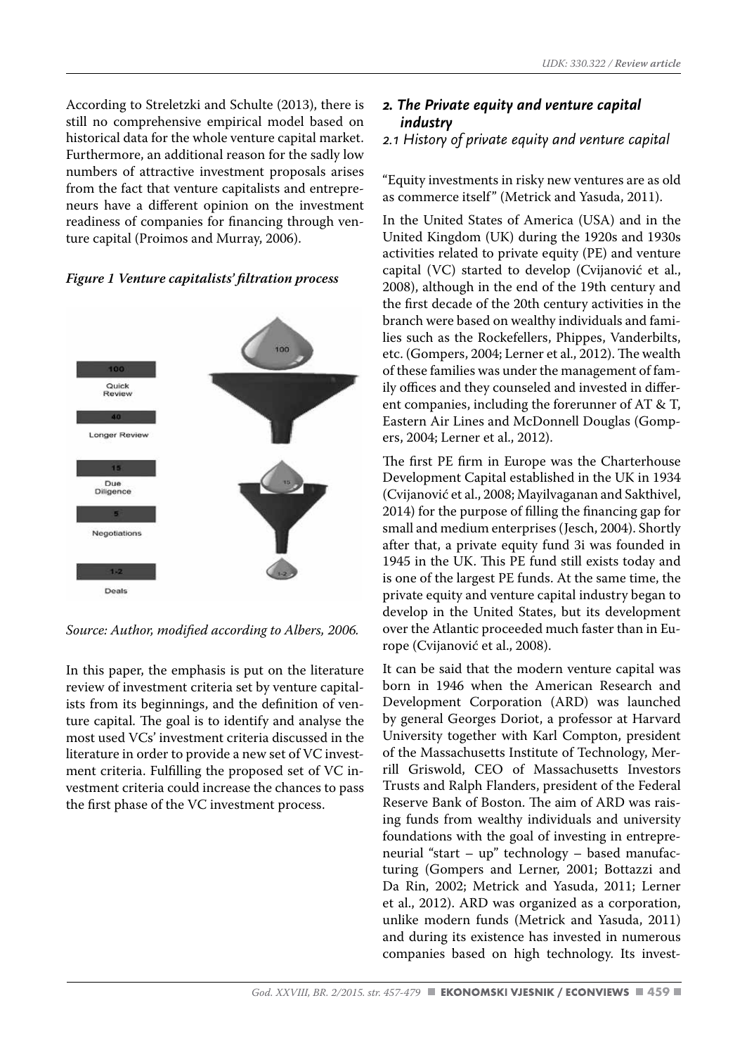According to Streletzki and Schulte (2013), there is still no comprehensive empirical model based on historical data for the whole venture capital market. Furthermore, an additional reason for the sadly low numbers of attractive investment proposals arises from the fact that venture capitalists and entrepreneurs have a different opinion on the investment readiness of companies for financing through venture capital (Proimos and Murray, 2006).

***Figure 1 Venture capitalists' filtration process***

100
Quick Review
40
Longer Review
15
Due Diligence
5
Negotiations
1-2
Deals
100
15
1-2

*Source: Author, modified according to Albers, 2006.*

In this paper, the emphasis is put on the literature review of investment criteria set by venture capitalists from its beginnings, and the definition of venture capital. The goal is to identify and analyse the most used VCs' investment criteria discussed in the literature in order to provide a new set of VC investment criteria. Fulfilling the proposed set of VC investment criteria could increase the chances to pass the first phase of the VC investment process.

## *2. The Private equity and venture capital industry*

### *2.1 History of private equity and venture capital*

"Equity investments in risky new ventures are as old as commerce itself" (Metrick and Yasuda, 2011).

In the United States of America (USA) and in the United Kingdom (UK) during the 1920s and 1930s activities related to private equity (PE) and venture capital (VC) started to develop (Cvijanović et al., 2008), although in the end of the 19th century and the first decade of the 20th century activities in the branch were based on wealthy individuals and families such as the Rockefellers, Phippes, Vanderbilts, etc. (Gompers, 2004; Lerner et al., 2012). The wealth of these families was under the management of family offices and they counseled and invested in different companies, including the forerunner of AT & T, Eastern Air Lines and McDonnell Douglas (Gompers, 2004; Lerner et al., 2012).

The first PE firm in Europe was the Charterhouse Development Capital established in the UK in 1934 (Cvijanović et al., 2008; Mayilvaganan and Sakthivel, 2014) for the purpose of filling the financing gap for small and medium enterprises (Jesch, 2004). Shortly after that, a private equity fund 3i was founded in 1945 in the UK. This PE fund still exists today and is one of the largest PE funds. At the same time, the private equity and venture capital industry began to develop in the United States, but its development over the Atlantic proceeded much faster than in Europe (Cvijanović et al., 2008).

It can be said that the modern venture capital was born in 1946 when the American Research and Development Corporation (ARD) was launched by general Georges Doriot, a professor at Harvard University together with Karl Compton, president of the Massachusetts Institute of Technology, Merrill Griswold, CEO of Massachusetts Investors Trusts and Ralph Flanders, president of the Federal Reserve Bank of Boston. The aim of ARD was raising funds from wealthy individuals and university foundations with the goal of investing in entrepreneurial "start – up" technology – based manufacturing (Gompers and Lerner, 2001; Bottazzi and Da Rin, 2002; Metrick and Yasuda, 2011; Lerner et al., 2012). ARD was organized as a corporation, unlike modern funds (Metrick and Yasuda, 2011) and during its existence has invested in numerous companies based on high technology. Its invest-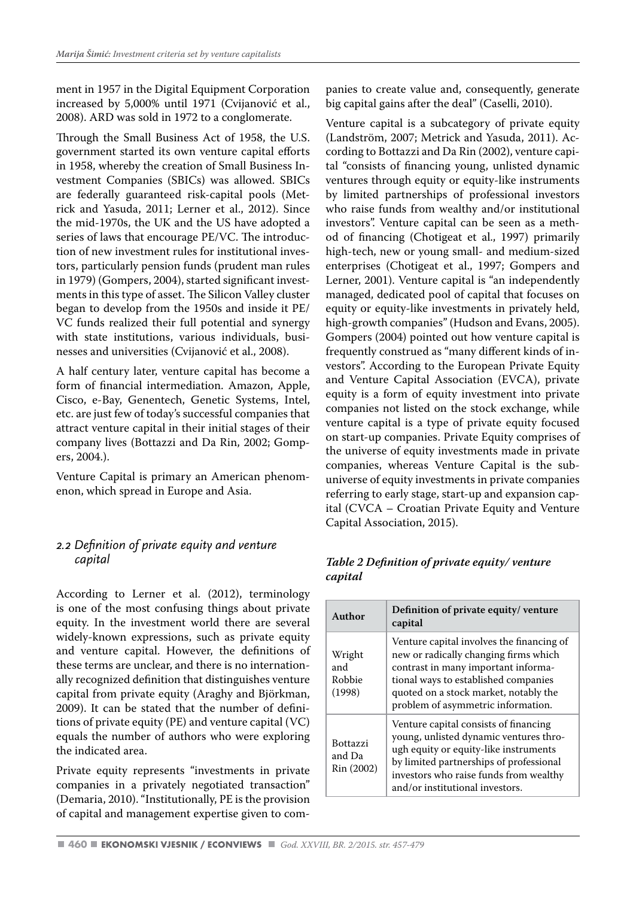ment in 1957 in the Digital Equipment Corporation increased by 5,000% until 1971 (Cvijanović et al., 2008). ARD was sold in 1972 to a conglomerate.

Through the Small Business Act of 1958, the U.S. government started its own venture capital efforts in 1958, whereby the creation of Small Business Investment Companies (SBICs) was allowed. SBICs are federally guaranteed risk-capital pools (Metrick and Yasuda, 2011; Lerner et al., 2012). Since the mid-1970s, the UK and the US have adopted a series of laws that encourage PE/VC. The introduction of new investment rules for institutional investors, particularly pension funds (prudent man rules in 1979) (Gompers, 2004), started significant investments in this type of asset. The Silicon Valley cluster began to develop from the 1950s and inside it PE/VC funds realized their full potential and synergy with state institutions, various individuals, businesses and universities (Cvijanović et al., 2008).

A half century later, venture capital has become a form of financial intermediation. Amazon, Apple, Cisco, e-Bay, Genentech, Genetic Systems, Intel, etc. are just few of today's successful companies that attract venture capital in their initial stages of their company lives (Bottazzi and Da Rin, 2002; Gompers, 2004.).

Venture Capital is primary an American phenomenon, which spread in Europe and Asia.

### *2.2 Definition of private equity and venture capital*

According to Lerner et al. (2012), terminology is one of the most confusing things about private equity. In the investment world there are several widely-known expressions, such as private equity and venture capital. However, the definitions of these terms are unclear, and there is no internationally recognized definition that distinguishes venture capital from private equity (Araghy and Björkman, 2009). It can be stated that the number of definitions of private equity (PE) and venture capital (VC) equals the number of authors who were exploring the indicated area.

Private equity represents "investments in private companies in a privately negotiated transaction" (Demaria, 2010). "Institutionally, PE is the provision of capital and management expertise given to companies to create value and, consequently, generate big capital gains after the deal" (Caselli, 2010).

Venture capital is a subcategory of private equity (Landström, 2007; Metrick and Yasuda, 2011). According to Bottazzi and Da Rin (2002), venture capital "consists of financing young, unlisted dynamic ventures through equity or equity-like instruments by limited partnerships of professional investors who raise funds from wealthy and/or institutional investors". Venture capital can be seen as a method of financing (Chotigeat et al., 1997) primarily high-tech, new or young small- and medium-sized enterprises (Chotigeat et al., 1997; Gompers and Lerner, 2001). Venture capital is "an independently managed, dedicated pool of capital that focuses on equity or equity-like investments in privately held, high-growth companies" (Hudson and Evans, 2005). Gompers (2004) pointed out how venture capital is frequently construed as "many different kinds of investors". According to the European Private Equity and Venture Capital Association (EVCA), private equity is a form of equity investment into private companies not listed on the stock exchange, while venture capital is a type of private equity focused on start-up companies. Private Equity comprises of the universe of equity investments made in private companies, whereas Venture Capital is the sub-universe of equity investments in private companies referring to early stage, start-up and expansion capital (CVCA – Croatian Private Equity and Venture Capital Association, 2015).

***Table 2 Definition of private equity/ venture capital***

| Author | Definition of private equity/ venture capital |
|---|---|
| Wright and Robbie (1998) | Venture capital involves the financing of new or radically changing firms which contrast in many important informational ways to established companies quoted on a stock market, notably the problem of asymmetric information. |
| Bottazzi and Da Rin (2002) | Venture capital consists of financing young, unlisted dynamic ventures through equity or equity-like instruments by limited partnerships of professional investors who raise funds from wealthy and/or institutional investors. |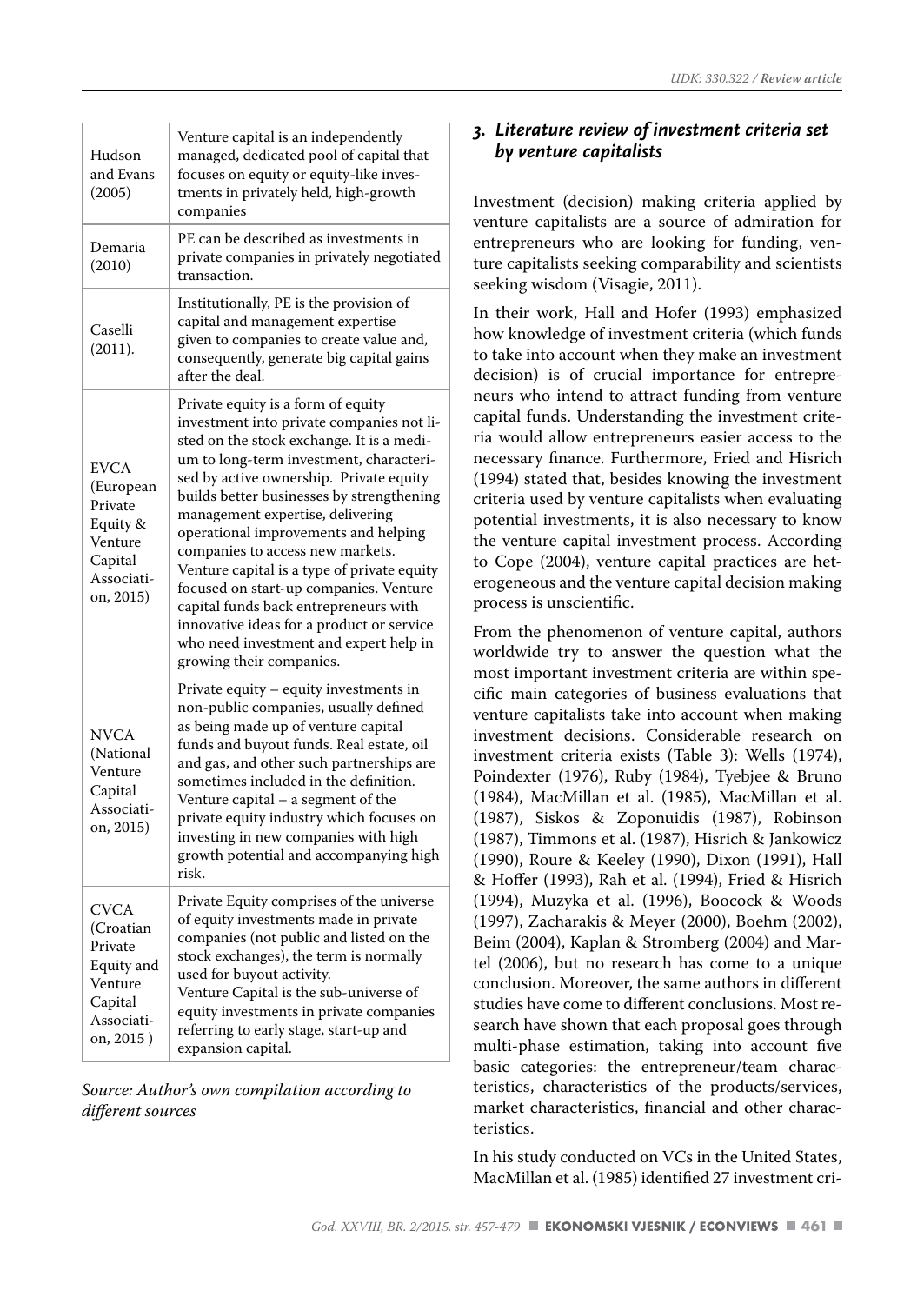| | |
|---|---|
| Hudson and Evans (2005) | Venture capital is an independently managed, dedicated pool of capital that focuses on equity or equity-like investments in privately held, high-growth companies |
| Demaria (2010) | PE can be described as investments in private companies in privately negotiated transaction. |
| Caselli (2011). | Institutionally, PE is the provision of capital and management expertise given to companies to create value and, consequently, generate big capital gains after the deal. |
| EVCA (European Private Equity & Venture Capital Association, 2015) | Private equity is a form of equity investment into private companies not listed on the stock exchange. It is a medium to long-term investment, characterised by active ownership. Private equity builds better businesses by strengthening management expertise, delivering operational improvements and helping companies to access new markets. Venture capital is a type of private equity focused on start-up companies. Venture capital funds back entrepreneurs with innovative ideas for a product or service who need investment and expert help in growing their companies. |
| NVCA (National Venture Capital Association, 2015) | Private equity – equity investments in non-public companies, usually defined as being made up of venture capital funds and buyout funds. Real estate, oil and gas, and other such partnerships are sometimes included in the definition. Venture capital – a segment of the private equity industry which focuses on investing in new companies with high growth potential and accompanying high risk. |
| CVCA (Croatian Private Equity and Venture Capital Association, 2015 ) | Private Equity comprises of the universe of equity investments made in private companies (not public and listed on the stock exchanges), the term is normally used for buyout activity. Venture Capital is the sub-universe of equity investments in private companies referring to early stage, start-up and expansion capital. |

*Source: Author's own compilation according to different sources*

## *3. Literature review of investment criteria set by venture capitalists*

Investment (decision) making criteria applied by venture capitalists are a source of admiration for entrepreneurs who are looking for funding, venture capitalists seeking comparability and scientists seeking wisdom (Visagie, 2011).

In their work, Hall and Hofer (1993) emphasized how knowledge of investment criteria (which funds to take into account when they make an investment decision) is of crucial importance for entrepreneurs who intend to attract funding from venture capital funds. Understanding the investment criteria would allow entrepreneurs easier access to the necessary finance. Furthermore, Fried and Hisrich (1994) stated that, besides knowing the investment criteria used by venture capitalists when evaluating potential investments, it is also necessary to know the venture capital investment process. According to Cope (2004), venture capital practices are heterogeneous and the venture capital decision making process is unscientific.

From the phenomenon of venture capital, authors worldwide try to answer the question what the most important investment criteria are within specific main categories of business evaluations that venture capitalists take into account when making investment decisions. Considerable research on investment criteria exists (Table 3): Wells (1974), Poindexter (1976), Ruby (1984), Tyebjee & Bruno (1984), MacMillan et al. (1985), MacMillan et al. (1987), Siskos & Zoponuidis (1987), Robinson (1987), Timmons et al. (1987), Hisrich & Jankowicz (1990), Roure & Keeley (1990), Dixon (1991), Hall & Hoffer (1993), Rah et al. (1994), Fried & Hisrich (1994), Muzyka et al. (1996), Boocock & Woods (1997), Zacharakis & Meyer (2000), Boehm (2002), Beim (2004), Kaplan & Stromberg (2004) and Martel (2006), but no research has come to a unique conclusion. Moreover, the same authors in different studies have come to different conclusions. Most research have shown that each proposal goes through multi-phase estimation, taking into account five basic categories: the entrepreneur/team characteristics, characteristics of the products/services, market characteristics, financial and other characteristics.

In his study conducted on VCs in the United States, MacMillan et al. (1985) identified 27 investment cri-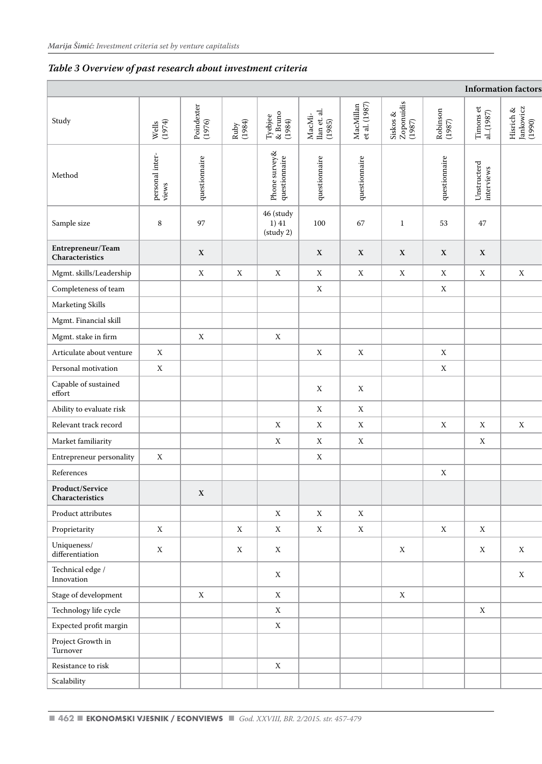### *Table 3 Overview of past research about investment criteria*

| | | | | | | | | | | Information factors |
|---|---|---|---|---|---|---|---|---|---|---|
| Study | Wells (1974) | Poindexter (1976) | Ruby (1984) | Tyebjee & Bruno (1984) | MacMillan et. al. (1985) | MacMillan et al. (1987) | Siskos & Zoponuidis (1987) | Robinson (1987) | Timons et al..(1987) | Hisrich & Jankowicz (1990) |
| Method | personal interviews | questionnaire | | Phone survey& questionnaire | questionnaire | questionnaire | | questionnaire | Unstructerd interviews | |
| Sample size | 8 | 97 | | 46 (study 1) 41 (study 2) | 100 | 67 | 1 | 53 | 47 | |
| **Entrepreneur/Team Characteristics** | | **X** | | | **X** | **X** | **X** | **X** | **X** | |
| Mgmt. skills/Leadership | | X | X | X | X | X | X | X | X | X |
| Completeness of team | | | | | X | | | X | | |
| Marketing Skills | | | | | | | | | | |
| Mgmt. Financial skill | | | | | | | | | | |
| Mgmt. stake in firm | | X | | X | | | | | | |
| Articulate about venture | X | | | | X | X | | X | | |
| Personal motivation | X | | | | | | | X | | |
| Capable of sustained effort | | | | | X | X | | | | |
| Ability to evaluate risk | | | | | X | X | | | | |
| Relevant track record | | | | X | X | X | | X | X | X |
| Market familiarity | | | | X | X | X | | | X | |
| Entrepreneur personality | X | | | | X | | | | | |
| References | | | | | | | | X | | |
| **Product/Service Characteristics** | | **X** | | | | | | | | |
| Product attributes | | | | X | X | X | | | | |
| Proprietarity | X | | X | X | X | X | | X | X | |
| Uniqueness/ differentiation | X | | X | X | | | X | | X | X |
| Technical edge / Innovation | | | | X | | | | | | X |
| Stage of development | | X | | X | | | X | | | |
| Technology life cycle | | | | X | | | | | X | |
| Expected profit margin | | | | X | | | | | | |
| Project Growth in Turnover | | | | | | | | | | |
| Resistance to risk | | | | X | | | | | | |
| Scalability | | | | | | | | | | |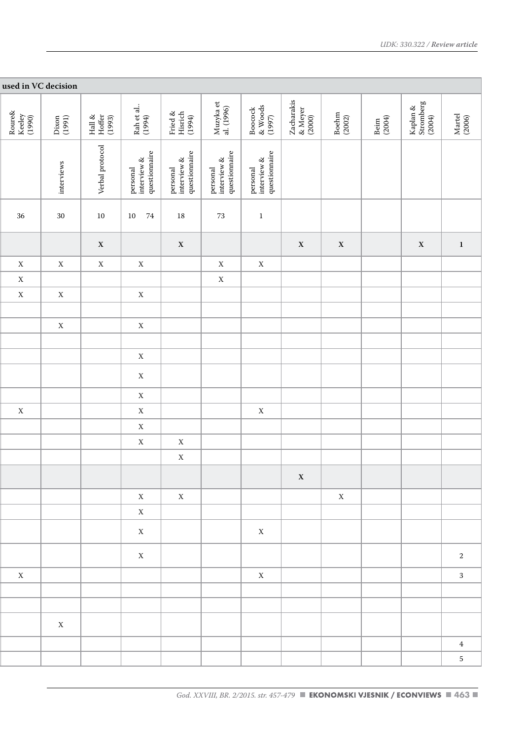**used in VC decision**

| Roure& Keeley (1990) | Dixon (1991) | Hall & Hoffer (1993) | Rah et al.. (1994) | Fried & Hisrich (1994) | Muzyka et al. (1996) | Boocock & Woods (1997) | Zacharakis & Meyer (2000) | Boehm (2002) | Beim (2004) | Kaplan & Stromberg (2004) | Martel (2006) |
|---|---|---|---|---|---|---|---|---|---|---|---|
| | interviews | Verbal protocol | personal interview & questionnaire | personal interview & questionnaire | personal interview & questionnaire | personal interview & questionnaire | | | | | |
| 36 | 30 | 10 | 10 74 | 18 | 73 | 1 | | | | | |
| | | X | | X | | | X | X | | X | 1 |
| X | X | X | X | | X | X | | | | | |
| X | | | | | X | | | | | | |
| X | X | | X | | | | | | | | |
| | | | | | | | | | | | |
| | X | | X | | | | | | | | |
| | | | | | | | | | | | |
| | | | X | | | | | | | | |
| | | | X | | | | | | | | |
| | | | X | | | | | | | | |
| X | | | X | | | X | | | | | |
| | | | X | | | | | | | | |
| | | | X | X | | | | | | | |
| | | | | X | | | | | | | |
| | | | | | | | X | | | | |
| | | | X | X | | | | X | | | |
| | | | X | | | | | | | | |
| | | | X | | | X | | | | | |
| | | | X | | | | | | | | 2 |
| X | | | | | | X | | | | | 3 |
| | | | | | | | | | | | |
| | | | | | | | | | | | |
| | X | | | | | | | | | | |
| | | | | | | | | | | | 4 |
| | | | | | | | | | | | 5 |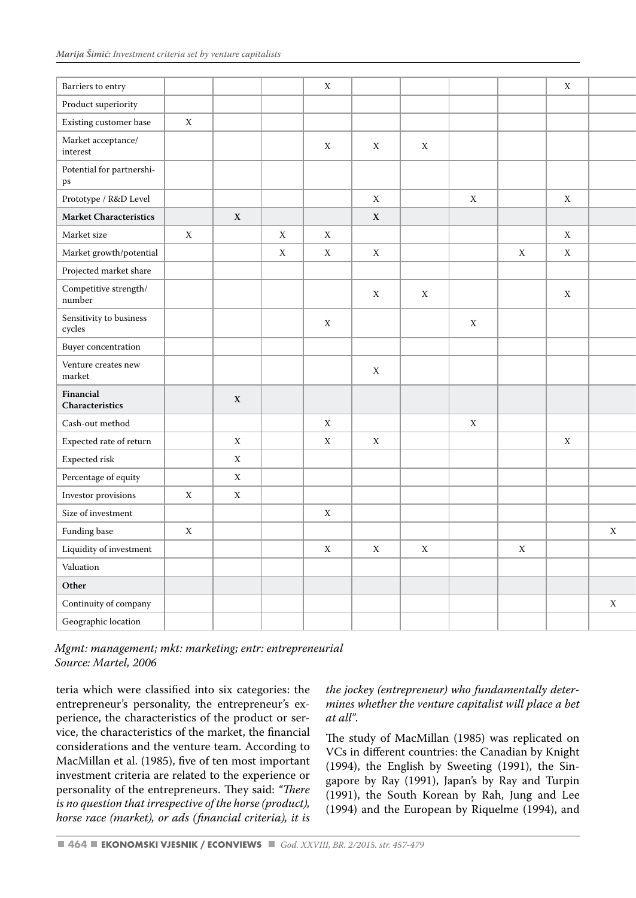| | | | | | | | | | | |
|---|---|---|---|---|---|---|---|---|---|---|
| Barriers to entry | | | | X | | | | | X | |
| Product superiority | | | | | | | | | | |
| Existing customer base | X | | | | | | | | | |
| Market acceptance/ interest | | | | X | X | X | | | | |
| Potential for partnerships | | | | | | | | | | |
| Prototype / R&D Level | | | | | X | | X | | X | |
| **Market Characteristics** | | **X** | | | **X** | | | | | |
| Market size | X | | X | X | | | | | X | |
| Market growth/potential | | | X | X | X | | | X | X | |
| Projected market share | | | | | | | | | | |
| Competitive strength/ number | | | | | X | X | | | X | |
| Sensitivity to business cycles | | | | X | | | X | | | |
| Buyer concentration | | | | | | | | | | |
| Venture creates new market | | | | | X | | | | | |
| **Financial Characteristics** | | **X** | | | | | | | | |
| Cash-out method | | | | X | | | X | | | |
| Expected rate of return | | X | | X | X | | | | X | |
| Expected risk | | X | | | | | | | | |
| Percentage of equity | | X | | | | | | | | |
| Investor provisions | X | X | | | | | | | | |
| Size of investment | | | | X | | | | | | |
| Funding base | X | | | | | | | | | X |
| Liquidity of investment | | | | X | X | X | | X | | |
| Valuation | | | | | | | | | | |
| **Other** | | | | | | | | | | |
| Continuity of company | | | | | | | | | | X |
| Geographic location | | | | | | | | | | |

*Mgmt: management; mkt: marketing; entr: entrepreneurial*
*Source: Martel, 2006*

teria which were classified into six categories: the entrepreneur's personality, the entrepreneur's experience, the characteristics of the product or service, the characteristics of the market, the financial considerations and the venture team. According to MacMillan et al. (1985), five of ten most important investment criteria are related to the experience or personality of the entrepreneurs. They said: *"There is no question that irrespective of the horse (product), horse race (market), or ads (financial criteria), it is the jockey (entrepreneur) who fundamentally determines whether the venture capitalist will place a bet at all".*

The study of MacMillan (1985) was replicated on VCs in different countries: the Canadian by Knight (1994), the English by Sweeting (1991), the Singapore by Ray (1991), Japan's by Ray and Turpin (1991), the South Korean by Rah, Jung and Lee (1994) and the European by Riquelme (1994), and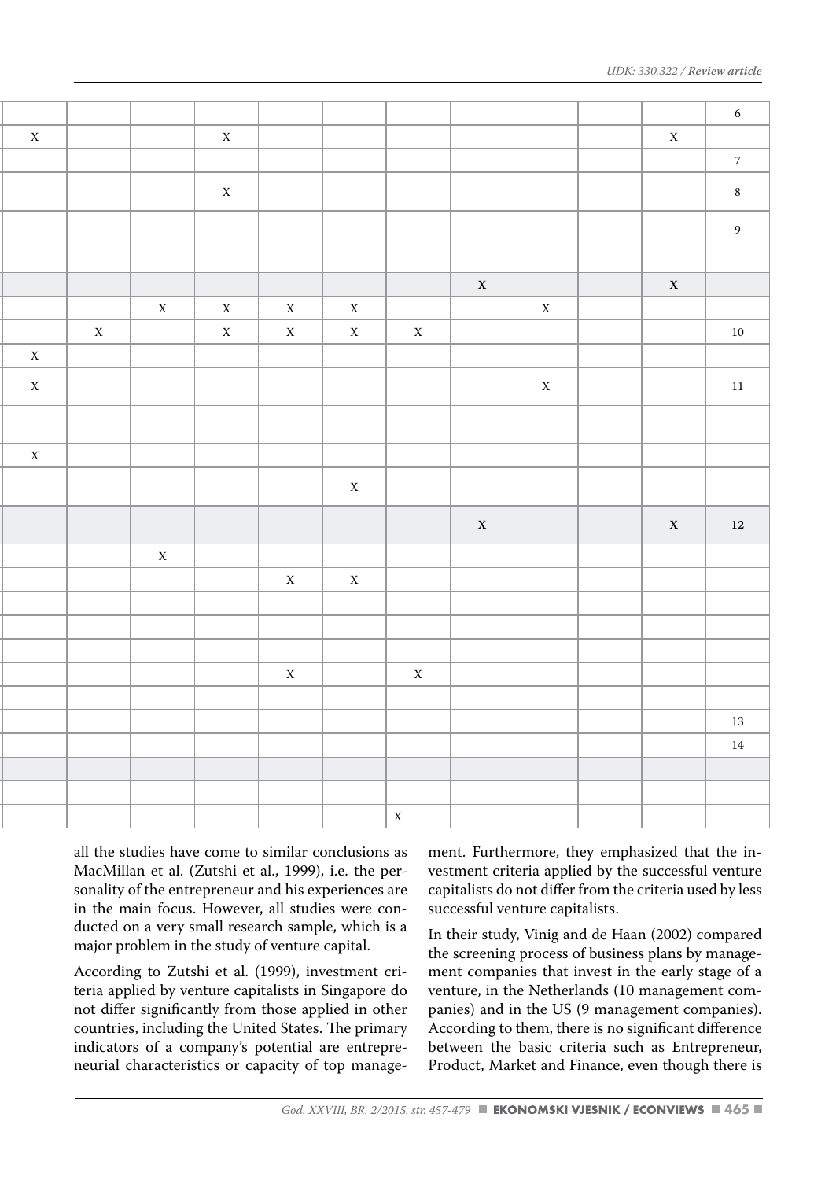| | | | | | | | | | | | |
|---|---|---|---|---|---|---|---|---|---|---|---|
| | | | | | | | | | | | 6 |
| X | | | X | | | | | | | X | |
| | | | | | | | | | | | 7 |
| | | | X | | | | | | | | 8 |
| | | | | | | | | | | | 9 |
| | | | | | | | | | | | |
| | | | | | | | X | | | X | |
| | | X | X | X | X | | | X | | | |
| | X | | X | X | X | X | | | | | 10 |
| X | | | | | | | | | | | |
| X | | | | | | | | X | | | 11 |
| | | | | | | | | | | | |
| X | | | | | | | | | | | |
| | | | | | X | | | | | | |
| | | | | | | | X | | | X | 12 |
| | | X | | | | | | | | | |
| | | | | X | X | | | | | | |
| | | | | | | | | | | | |
| | | | | | | | | | | | |
| | | | | | | | | | | | |
| | | | | X | | X | | | | | |
| | | | | | | | | | | | |
| | | | | | | | | | | | 13 |
| | | | | | | | | | | | 14 |
| | | | | | | | | | | | |
| | | | | | | | | | | | |
| | | | | | | X | | | | | |

all the studies have come to similar conclusions as MacMillan et al. (Zutshi et al., 1999), i.e. the personality of the entrepreneur and his experiences are in the main focus. However, all studies were conducted on a very small research sample, which is a major problem in the study of venture capital.

According to Zutshi et al. (1999), investment criteria applied by venture capitalists in Singapore do not differ significantly from those applied in other countries, including the United States. The primary indicators of a company's potential are entrepreneurial characteristics or capacity of top management. Furthermore, they emphasized that the investment criteria applied by the successful venture capitalists do not differ from the criteria used by less successful venture capitalists.

In their study, Vinig and de Haan (2002) compared the screening process of business plans by management companies that invest in the early stage of a venture, in the Netherlands (10 management companies) and in the US (9 management companies). According to them, there is no significant difference between the basic criteria such as Entrepreneur, Product, Market and Finance, even though there is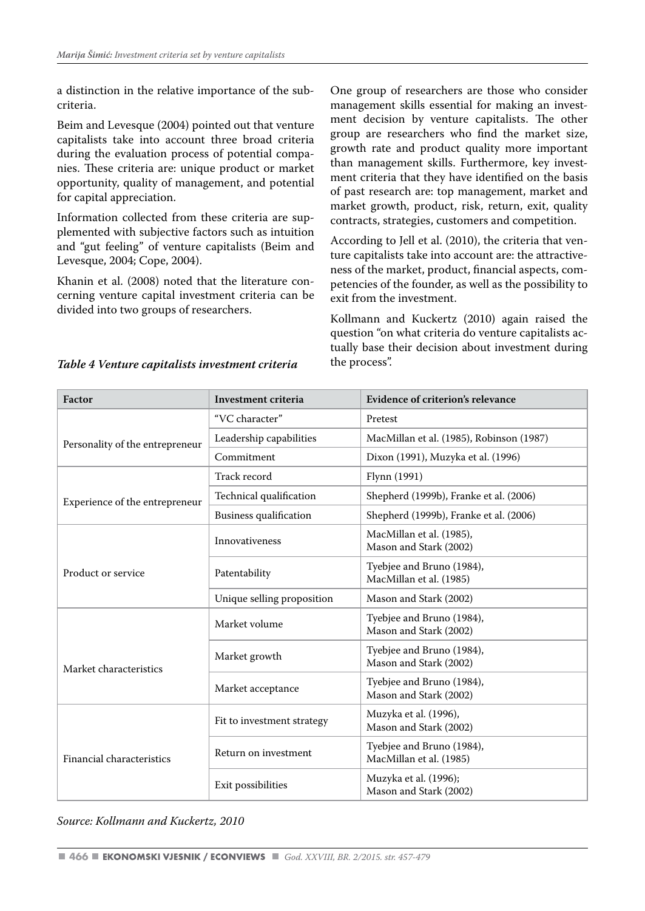a distinction in the relative importance of the subcriteria.

Beim and Levesque (2004) pointed out that venture capitalists take into account three broad criteria during the evaluation process of potential companies. These criteria are: unique product or market opportunity, quality of management, and potential for capital appreciation.

Information collected from these criteria are supplemented with subjective factors such as intuition and "gut feeling" of venture capitalists (Beim and Levesque, 2004; Cope, 2004).

Khanin et al. (2008) noted that the literature concerning venture capital investment criteria can be divided into two groups of researchers.

One group of researchers are those who consider management skills essential for making an investment decision by venture capitalists. The other group are researchers who find the market size, growth rate and product quality more important than management skills. Furthermore, key investment criteria that they have identified on the basis of past research are: top management, market and market growth, product, risk, return, exit, quality contracts, strategies, customers and competition.

According to Jell et al. (2010), the criteria that venture capitalists take into account are: the attractiveness of the market, product, financial aspects, competencies of the founder, as well as the possibility to exit from the investment.

Kollmann and Kuckertz (2010) again raised the question "on what criteria do venture capitalists actually base their decision about investment during the process".

***Table 4 Venture capitalists investment criteria***

| Factor | Investment criteria | Evidence of criterion's relevance |
|---|---|---|
| Personality of the entrepreneur | "VC character" | Pretest |
| | Leadership capabilities | MacMillan et al. (1985), Robinson (1987) |
| | Commitment | Dixon (1991), Muzyka et al. (1996) |
| Experience of the entrepreneur | Track record | Flynn (1991) |
| | Technical qualification | Shepherd (1999b), Franke et al. (2006) |
| | Business qualification | Shepherd (1999b), Franke et al. (2006) |
| Product or service | Innovativeness | MacMillan et al. (1985), Mason and Stark (2002) |
| | Patentability | Tyebjee and Bruno (1984), MacMillan et al. (1985) |
| | Unique selling proposition | Mason and Stark (2002) |
| Market characteristics | Market volume | Tyebjee and Bruno (1984), Mason and Stark (2002) |
| | Market growth | Tyebjee and Bruno (1984), Mason and Stark (2002) |
| | Market acceptance | Tyebjee and Bruno (1984), Mason and Stark (2002) |
| Financial characteristics | Fit to investment strategy | Muzyka et al. (1996), Mason and Stark (2002) |
| | Return on investment | Tyebjee and Bruno (1984), MacMillan et al. (1985) |
| | Exit possibilities | Muzyka et al. (1996); Mason and Stark (2002) |

*Source: Kollmann and Kuckertz, 2010*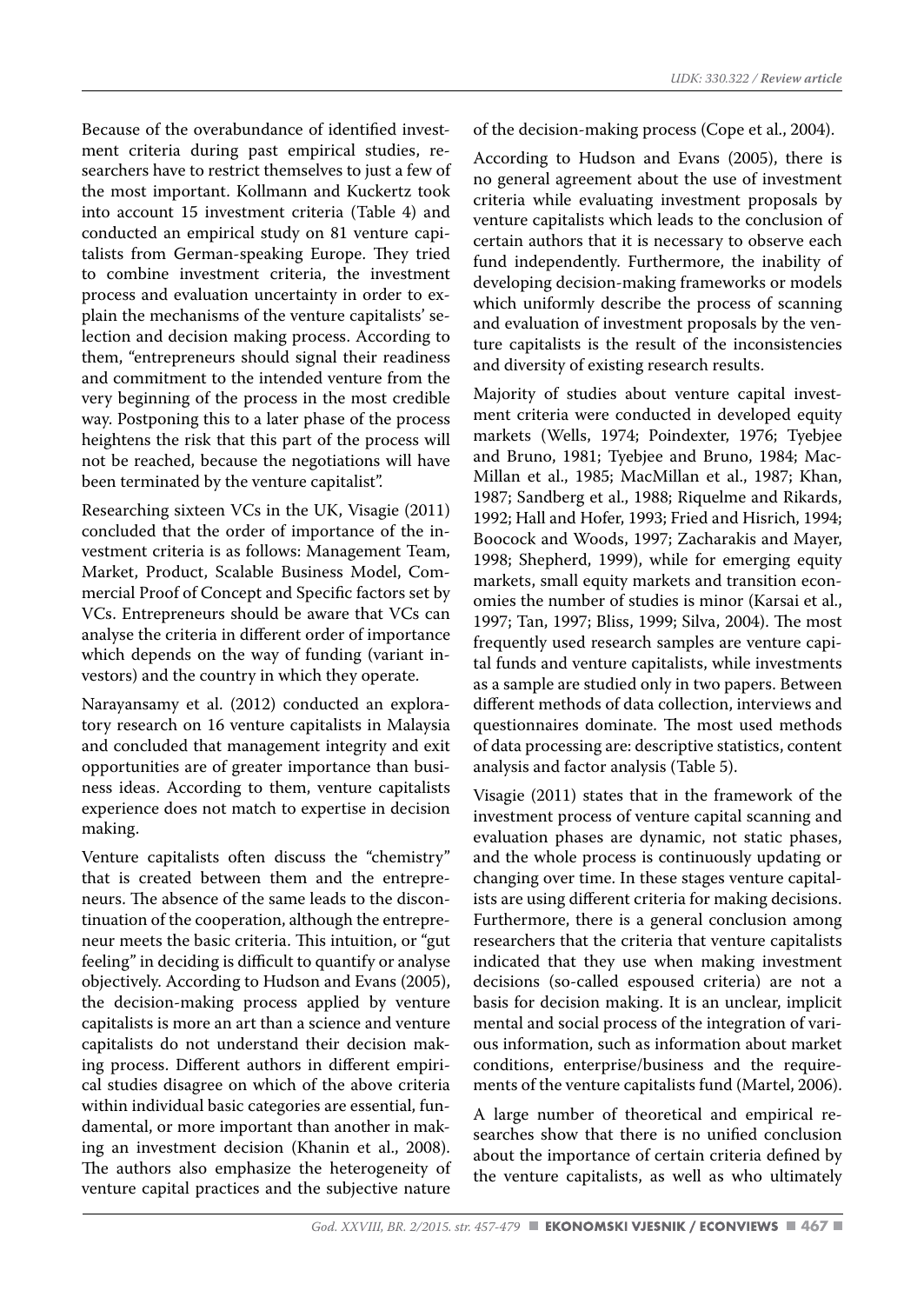Because of the overabundance of identified investment criteria during past empirical studies, researchers have to restrict themselves to just a few of the most important. Kollmann and Kuckertz took into account 15 investment criteria (Table 4) and conducted an empirical study on 81 venture capitalists from German-speaking Europe. They tried to combine investment criteria, the investment process and evaluation uncertainty in order to explain the mechanisms of the venture capitalists' selection and decision making process. According to them, "entrepreneurs should signal their readiness and commitment to the intended venture from the very beginning of the process in the most credible way. Postponing this to a later phase of the process heightens the risk that this part of the process will not be reached, because the negotiations will have been terminated by the venture capitalist".

Researching sixteen VCs in the UK, Visagie (2011) concluded that the order of importance of the investment criteria is as follows: Management Team, Market, Product, Scalable Business Model, Commercial Proof of Concept and Specific factors set by VCs. Entrepreneurs should be aware that VCs can analyse the criteria in different order of importance which depends on the way of funding (variant investors) and the country in which they operate.

Narayansamy et al. (2012) conducted an exploratory research on 16 venture capitalists in Malaysia and concluded that management integrity and exit opportunities are of greater importance than business ideas. According to them, venture capitalists experience does not match to expertise in decision making.

Venture capitalists often discuss the "chemistry" that is created between them and the entrepreneurs. The absence of the same leads to the discontinuation of the cooperation, although the entrepreneur meets the basic criteria. This intuition, or "gut feeling" in deciding is difficult to quantify or analyse objectively. According to Hudson and Evans (2005), the decision-making process applied by venture capitalists is more an art than a science and venture capitalists do not understand their decision making process. Different authors in different empirical studies disagree on which of the above criteria within individual basic categories are essential, fundamental, or more important than another in making an investment decision (Khanin et al., 2008). The authors also emphasize the heterogeneity of venture capital practices and the subjective nature of the decision-making process (Cope et al., 2004).

According to Hudson and Evans (2005), there is no general agreement about the use of investment criteria while evaluating investment proposals by venture capitalists which leads to the conclusion of certain authors that it is necessary to observe each fund independently. Furthermore, the inability of developing decision-making frameworks or models which uniformly describe the process of scanning and evaluation of investment proposals by the venture capitalists is the result of the inconsistencies and diversity of existing research results.

Majority of studies about venture capital investment criteria were conducted in developed equity markets (Wells, 1974; Poindexter, 1976; Tyebjee and Bruno, 1981; Tyebjee and Bruno, 1984; MacMillan et al., 1985; MacMillan et al., 1987; Khan, 1987; Sandberg et al., 1988; Riquelme and Rikards, 1992; Hall and Hofer, 1993; Fried and Hisrich, 1994; Boocock and Woods, 1997; Zacharakis and Mayer, 1998; Shepherd, 1999), while for emerging equity markets, small equity markets and transition economies the number of studies is minor (Karsai et al., 1997; Tan, 1997; Bliss, 1999; Silva, 2004). The most frequently used research samples are venture capital funds and venture capitalists, while investments as a sample are studied only in two papers. Between different methods of data collection, interviews and questionnaires dominate. The most used methods of data processing are: descriptive statistics, content analysis and factor analysis (Table 5).

Visagie (2011) states that in the framework of the investment process of venture capital scanning and evaluation phases are dynamic, not static phases, and the whole process is continuously updating or changing over time. In these stages venture capitalists are using different criteria for making decisions. Furthermore, there is a general conclusion among researchers that the criteria that venture capitalists indicated that they use when making investment decisions (so-called espoused criteria) are not a basis for decision making. It is an unclear, implicit mental and social process of the integration of various information, such as information about market conditions, enterprise/business and the requirements of the venture capitalists fund (Martel, 2006).

A large number of theoretical and empirical researches show that there is no unified conclusion about the importance of certain criteria defined by the venture capitalists, as well as who ultimately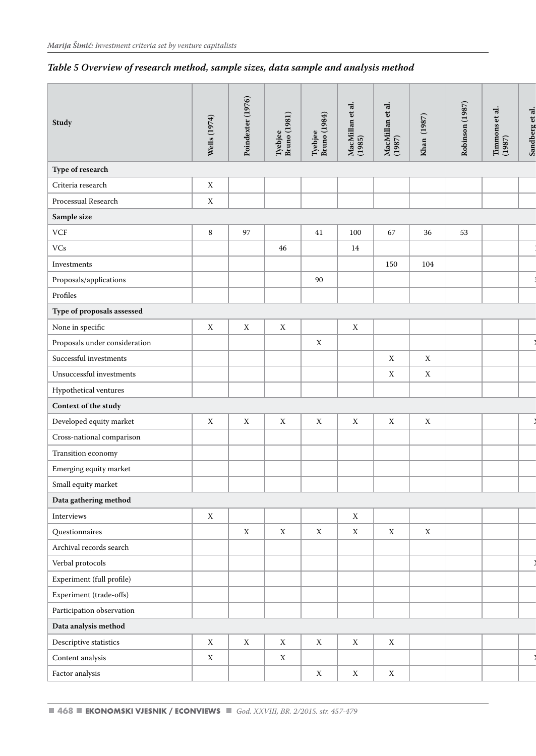*Table 5 Overview of research method, sample sizes, data sample and analysis method*

| Study | Wells (1974) | Poindexter (1976) | Tyebjee Bruno (1981) | Tyebjee Bruno (1984) | MacMillan et al. (1985) | MacMillan et al. (1987) | Khan (1987) | Robinson (1987) | Timmons et al. (1987) | Sandberg et al. |
|---|---|---|---|---|---|---|---|---|---|---|
| **Type of research** | | | | | | | | | | |
| Criteria research | X | | | | | | | | | |
| Processual Research | X | | | | | | | | | |
| **Sample size** | | | | | | | | | | |
| VCF | 8 | 97 | | 41 | 100 | 67 | 36 | 53 | | |
| VCs | | | 46 | | 14 | | | | | 1 |
| Investments | | | | | | 150 | 104 | | | |
| Proposals/applications | | | | 90 | | | | | | 3 |
| Profiles | | | | | | | | | | |
| **Type of proposals assessed** | | | | | | | | | | |
| None in specific | X | X | X | | X | | | | | |
| Proposals under consideration | | | | X | | | | | | X |
| Successful investments | | | | | | X | X | | | |
| Unsuccessful investments | | | | | | X | X | | | |
| Hypothetical ventures | | | | | | | | | | |
| **Context of the study** | | | | | | | | | | |
| Developed equity market | X | X | X | X | X | X | X | | | X |
| Cross-national comparison | | | | | | | | | | |
| Transition economy | | | | | | | | | | |
| Emerging equity market | | | | | | | | | | |
| Small equity market | | | | | | | | | | |
| **Data gathering method** | | | | | | | | | | |
| Interviews | X | | | | X | | | | | |
| Questionnaires | | X | X | X | X | X | X | | | |
| Archival records search | | | | | | | | | | |
| Verbal protocols | | | | | | | | | | X |
| Experiment (full profile) | | | | | | | | | | |
| Experiment (trade-offs) | | | | | | | | | | |
| Participation observation | | | | | | | | | | |
| **Data analysis method** | | | | | | | | | | |
| Descriptive statistics | X | X | X | X | X | X | | | | |
| Content analysis | X | | X | | | | | | | X |
| Factor analysis | | | | X | X | X | | | | |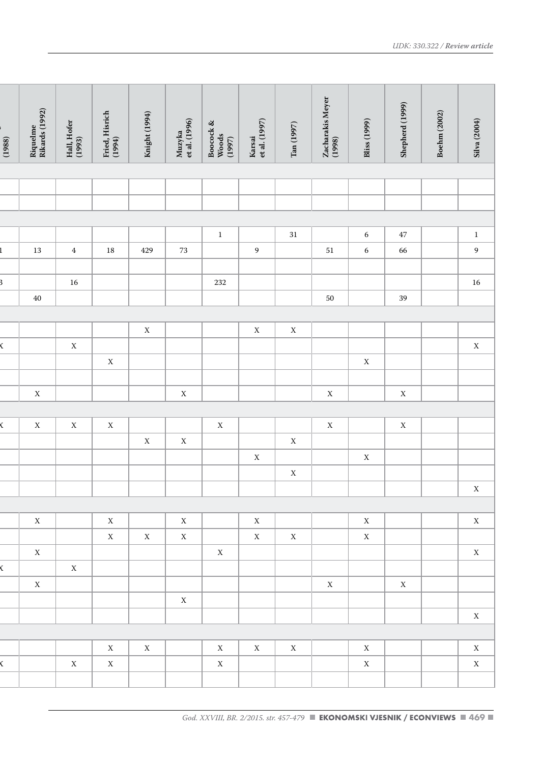| (1988) | Riquelme Rikards (1992) | Hall, Hofer (1993) | Fried, Hisrich (1994) | Knight (1994) | Muzyka et al. (1996) | Boocock & Woods (1997) | Karsai et al. (1997) | Tan (1997) | Zacharakis Meyer (1998) | Bliss (1999) | Shepherd (1999) | Boehm (2002) | Silva (2004) |
|---|---|---|---|---|---|---|---|---|---|---|---|---|---|
| | | | | | | | | | | | | | |
| | | | | | | | | | | | | | |
| | | | | | | | | | | | | | |
| | | | | | | | | | | | | | |
| | | | | | | 1 | | 31 | | 6 | 47 | | 1 |
| 1 | 13 | 4 | 18 | 429 | 73 | | 9 | | 51 | 6 | 66 | | 9 |
| | | | | | | | | | | | | | |
| 3 | | 16 | | | | 232 | | | | | | | 16 |
| | 40 | | | | | | | | 50 | | 39 | | |
| | | | | | | | | | | | | | |
| | | | | X | | | X | X | | | | | |
| X | | X | | | | | | | | | | | X |
| | | | X | | | | | | | X | | | |
| | | | | | | | | | | | | | |
| | X | | | | X | | | | X | | X | | |
| | | | | | | | | | | | | | |
| X | X | X | X | | | X | | | X | | X | | |
| | | | | X | X | | | X | | | | | |
| | | | | | | | X | | | X | | | |
| | | | | | | | | X | | | | | |
| | | | | | | | | | | | | | X |
| | | | | | | | | | | | | | |
| | X | | X | | X | | X | | | X | | | X |
| | | | X | X | X | | X | X | | X | | | |
| | X | | | | | X | | | | | | | X |
| X | | X | | | | | | | | | | | |
| | X | | | | | | | | X | | X | | |
| | | | | | X | | | | | | | | |
| | | | | | | | | | | | | | X |
| | | | | | | | | | | | | | |
| | | | X | X | | X | X | X | | X | | | X |
| X | | X | X | | | X | | | | X | | | X |
| | | | | | | | | | | | | | |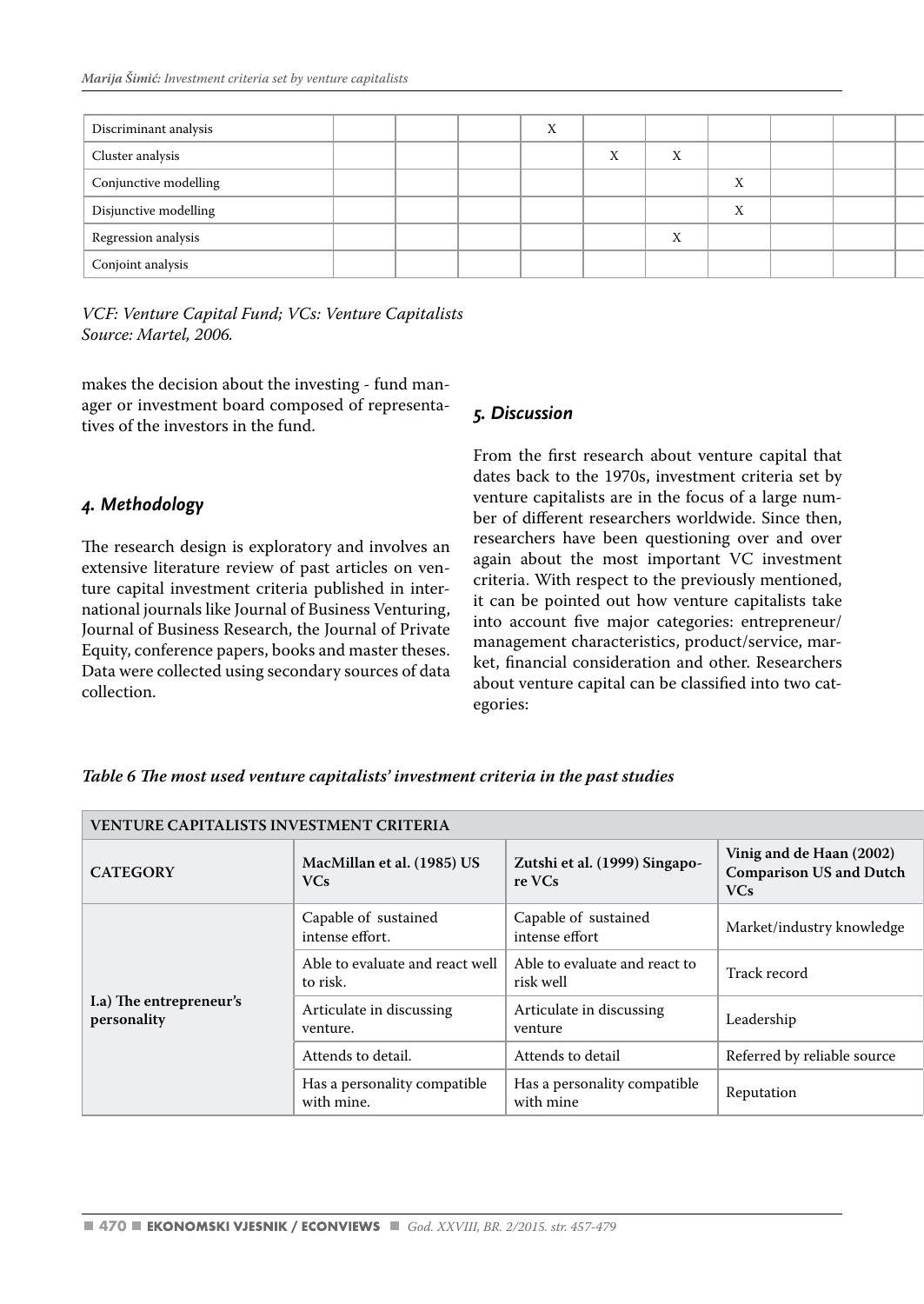| | | | | | | | | | | |
|---|---|---|---|---|---|---|---|---|---|---|
| Discriminant analysis | | | | X | | | | | | |
| Cluster analysis | | | | | X | X | | | | |
| Conjunctive modelling | | | | | | | X | | | |
| Disjunctive modelling | | | | | | | X | | | |
| Regression analysis | | | | | | X | | | | |
| Conjoint analysis | | | | | | | | | | |

*VCF: Venture Capital Fund; VCs: Venture Capitalists*
*Source: Martel, 2006.*

makes the decision about the investing - fund manager or investment board composed of representatives of the investors in the fund.

## 4. Methodology

The research design is exploratory and involves an extensive literature review of past articles on venture capital investment criteria published in international journals like Journal of Business Venturing, Journal of Business Research, the Journal of Private Equity, conference papers, books and master theses. Data were collected using secondary sources of data collection.

## 5. Discussion

From the first research about venture capital that dates back to the 1970s, investment criteria set by venture capitalists are in the focus of a large number of different researchers worldwide. Since then, researchers have been questioning over and over again about the most important VC investment criteria. With respect to the previously mentioned, it can be pointed out how venture capitalists take into account five major categories: entrepreneur/management characteristics, product/service, market, financial consideration and other. Researchers about venture capital can be classified into two categories:

***Table 6 The most used venture capitalists' investment criteria in the past studies***

| VENTURE CAPITALISTS INVESTMENT CRITERIA | | | |
|---|---|---|---|
| **CATEGORY** | **MacMillan et al. (1985) US VCs** | **Zutshi et al. (1999) Singapore VCs** | **Vinig and de Haan (2002) Comparison US and Dutch VCs** |
| **I.a) The entrepreneur's personality** | Capable of sustained intense effort. | Capable of sustained intense effort | Market/industry knowledge |
| | Able to evaluate and react well to risk. | Able to evaluate and react to risk well | Track record |
| | Articulate in discussing venture. | Articulate in discussing venture | Leadership |
| | Attends to detail. | Attends to detail | Referred by reliable source |
| | Has a personality compatible with mine. | Has a personality compatible with mine | Reputation |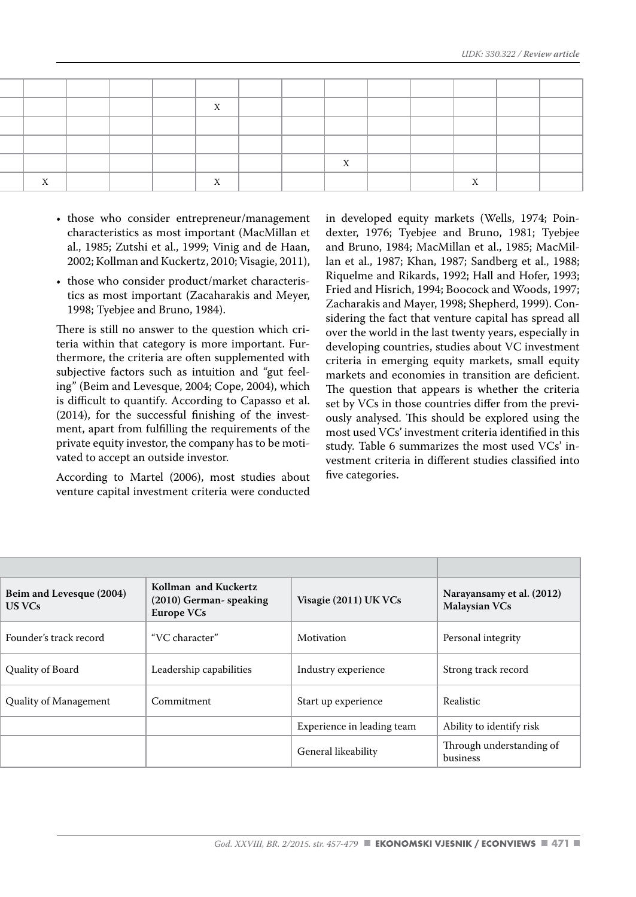| | | | | | | | | | | | | | |
|---|---|---|---|---|---|---|---|---|---|---|---|---|---|
| | | | | | | | | | | | | | |
| | | | | | X | | | | | | | | |
| | | | | | | | | | | | | | |
| | | | | | | | | | | | | | |
| | | | | | | | | X | | | | | |
| | X | | | | X | | | | | | X | | |

- those who consider entrepreneur/management characteristics as most important (MacMillan et al., 1985; Zutshi et al., 1999; Vinig and de Haan, 2002; Kollman and Kuckertz, 2010; Visagie, 2011),
- those who consider product/market characteristics as most important (Zacaharakis and Meyer, 1998; Tyebjee and Bruno, 1984).

There is still no answer to the question which criteria within that category is more important. Furthermore, the criteria are often supplemented with subjective factors such as intuition and "gut feeling" (Beim and Levesque, 2004; Cope, 2004), which is difficult to quantify. According to Capasso et al. (2014), for the successful finishing of the investment, apart from fulfilling the requirements of the private equity investor, the company has to be motivated to accept an outside investor.

According to Martel (2006), most studies about venture capital investment criteria were conducted in developed equity markets (Wells, 1974; Poindexter, 1976; Tyebjee and Bruno, 1981; Tyebjee and Bruno, 1984; MacMillan et al., 1985; MacMillan et al., 1987; Khan, 1987; Sandberg et al., 1988; Riquelme and Rikards, 1992; Hall and Hofer, 1993; Fried and Hisrich, 1994; Boocock and Woods, 1997; Zacharakis and Mayer, 1998; Shepherd, 1999). Considering the fact that venture capital has spread all over the world in the last twenty years, especially in developing countries, studies about VC investment criteria in emerging equity markets, small equity markets and economies in transition are deficient. The question that appears is whether the criteria set by VCs in those countries differ from the previously analysed. This should be explored using the most used VCs' investment criteria identified in this study. Table 6 summarizes the most used VCs' investment criteria in different studies classified into five categories.

| | | | |
|---|---|---|---|
| **Beim and Levesque (2004) US VCs** | **Kollman and Kuckertz (2010) German- speaking Europe VCs** | **Visagie (2011) UK VCs** | **Narayansamy et al. (2012) Malaysian VCs** |
| Founder's track record | "VC character" | Motivation | Personal integrity |
| Quality of Board | Leadership capabilities | Industry experience | Strong track record |
| Quality of Management | Commitment | Start up experience | Realistic |
| | | Experience in leading team | Ability to identify risk |
| | | General likeability | Through understanding of business |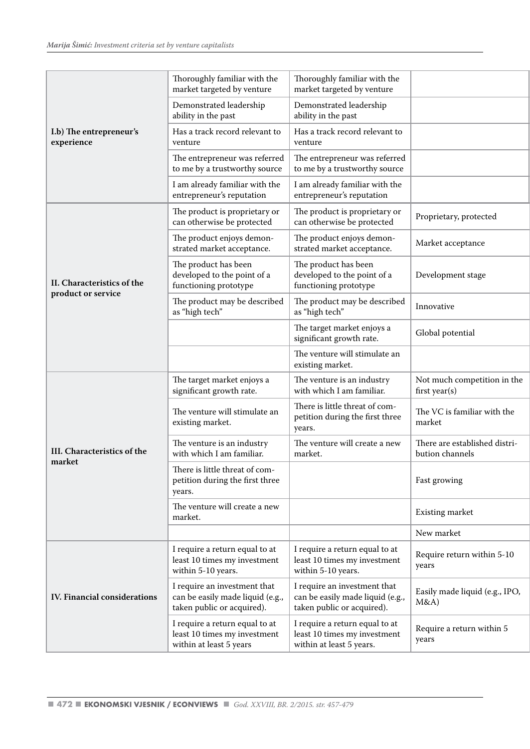| | | | |
|---|---|---|---|
| **I.b) The entrepreneur's experience** | Thoroughly familiar with the market targeted by venture | Thoroughly familiar with the market targeted by venture | |
| | Demonstrated leadership ability in the past | Demonstrated leadership ability in the past | |
| | Has a track record relevant to venture | Has a track record relevant to venture | |
| | The entrepreneur was referred to me by a trustworthy source | The entrepreneur was referred to me by a trustworthy source | |
| | I am already familiar with the entrepreneur's reputation | I am already familiar with the entrepreneur's reputation | |
| **II. Characteristics of the product or service** | The product is proprietary or can otherwise be protected | The product is proprietary or can otherwise be protected | Proprietary, protected |
| | The product enjoys demonstrated market acceptance. | The product enjoys demonstrated market acceptance. | Market acceptance |
| | The product has been developed to the point of a functioning prototype | The product has been developed to the point of a functioning prototype | Development stage |
| | The product may be described as "high tech" | The product may be described as "high tech" | Innovative |
| | | The target market enjoys a significant growth rate. | Global potential |
| | | The venture will stimulate an existing market. | |
| **III. Characteristics of the market** | The target market enjoys a significant growth rate. | The venture is an industry with which I am familiar. | Not much competition in the first year(s) |
| | The venture will stimulate an existing market. | There is little threat of competition during the first three years. | The VC is familiar with the market |
| | The venture is an industry with which I am familiar. | The venture will create a new market. | There are established distribution channels |
| | There is little threat of competition during the first three years. | | Fast growing |
| | The venture will create a new market. | | Existing market |
| | | | New market |
| **IV. Financial considerations** | I require a return equal to at least 10 times my investment within 5-10 years. | I require a return equal to at least 10 times my investment within 5-10 years. | Require return within 5-10 years |
| | I require an investment that can be easily made liquid (e.g., taken public or acquired). | I require an investment that can be easily made liquid (e.g., taken public or acquired). | Easily made liquid (e.g., IPO, M&A) |
| | I require a return equal to at least 10 times my investment within at least 5 years | I require a return equal to at least 10 times my investment within at least 5 years. | Require a return within 5 years |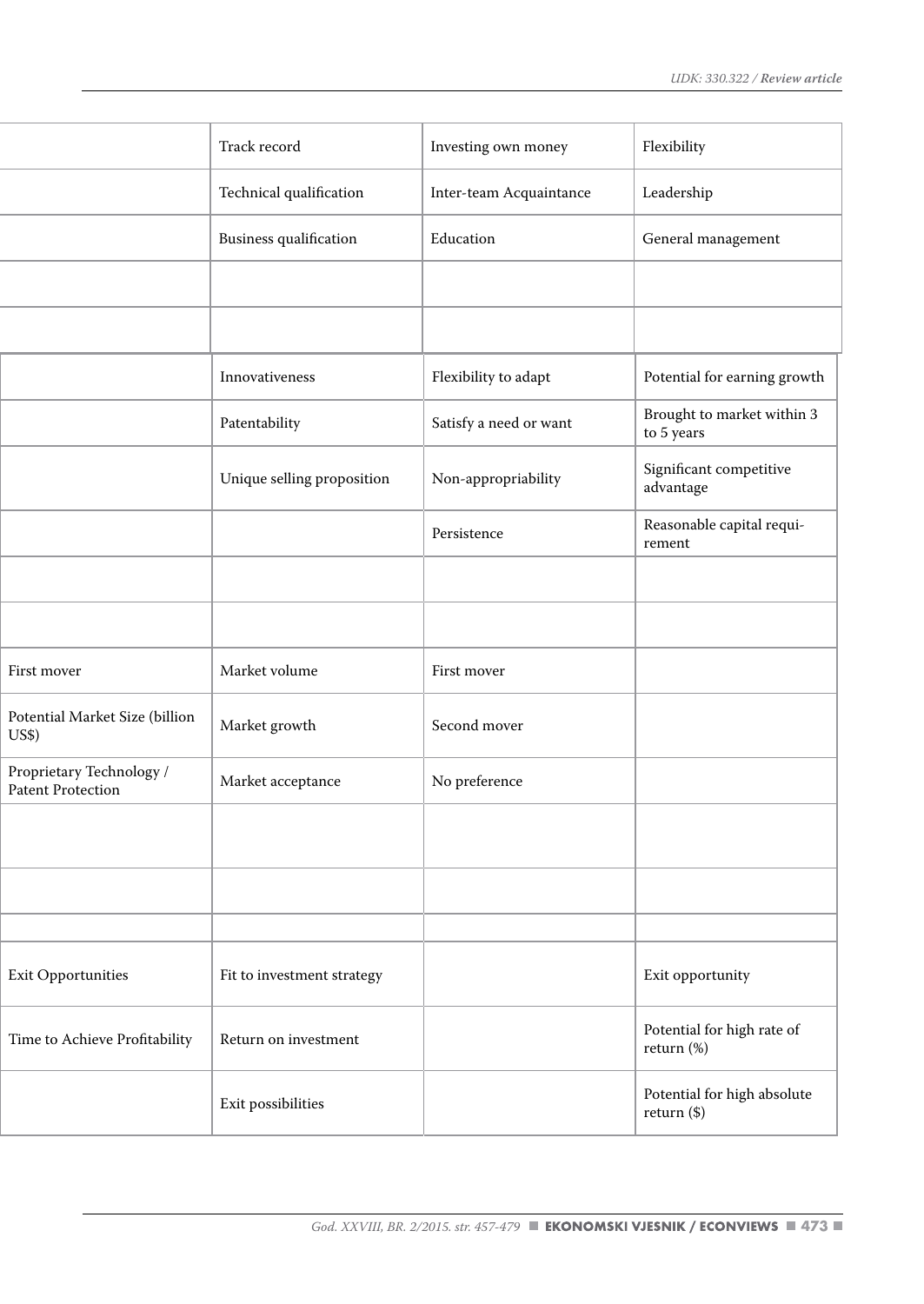| | | | |
|---|---|---|---|
| | Track record | Investing own money | Flexibility |
| | Technical qualification | Inter-team Acquaintance | Leadership |
| | Business qualification | Education | General management |
| | | | |
| | | | |
| | Innovativeness | Flexibility to adapt | Potential for earning growth |
| | Patentability | Satisfy a need or want | Brought to market within 3 to 5 years |
| | Unique selling proposition | Non-appropriability | Significant competitive advantage |
| | | Persistence | Reasonable capital requirement |
| | | | |
| | | | |
| First mover | Market volume | First mover | |
| Potential Market Size (billion US$) | Market growth | Second mover | |
| Proprietary Technology / Patent Protection | Market acceptance | No preference | |
| | | | |
| | | | |
| | | | |
| Exit Opportunities | Fit to investment strategy | | Exit opportunity |
| Time to Achieve Profitability | Return on investment | | Potential for high rate of return (%) |
| | Exit possibilities | | Potential for high absolute return ($) |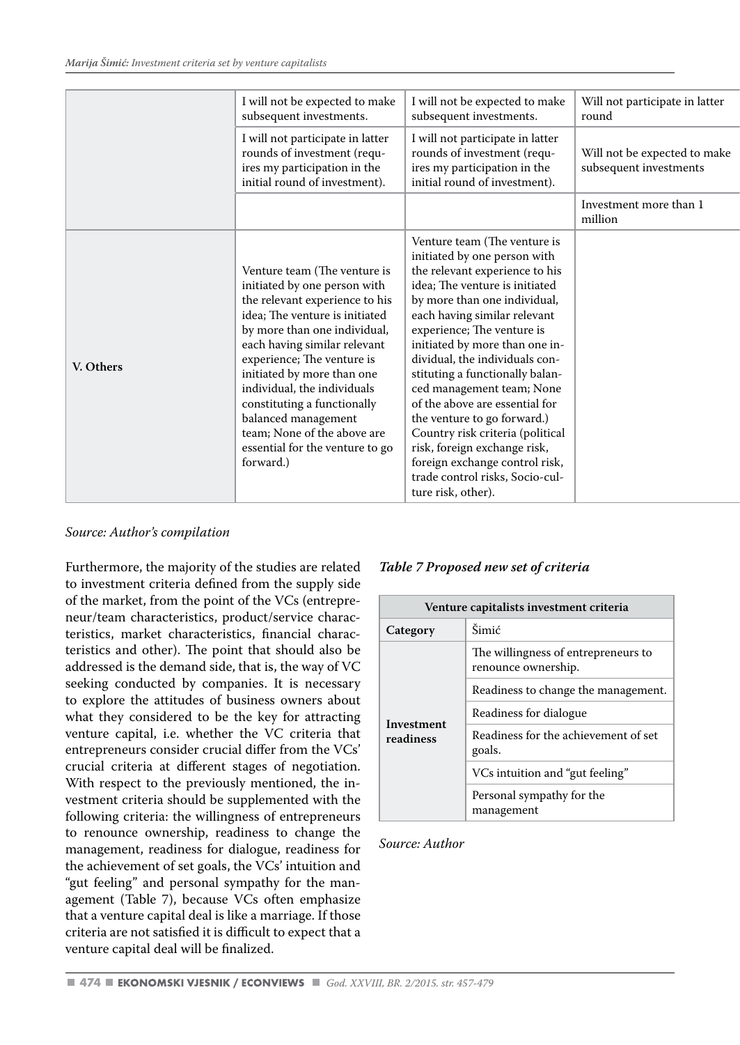| | | | |
|---|---|---|---|
| | I will not be expected to make subsequent investments. | I will not be expected to make subsequent investments. | Will not participate in latter round |
| | I will not participate in latter rounds of investment (requires my participation in the initial round of investment). | I will not participate in latter rounds of investment (requires my participation in the initial round of investment). | Will not be expected to make subsequent investments |
| | | | Investment more than 1 million |
| **V. Others** | Venture team (The venture is initiated by one person with the relevant experience to his idea; The venture is initiated by more than one individual, each having similar relevant experience; The venture is initiated by more than one individual, the individuals constituting a functionally balanced management team; None of the above are essential for the venture to go forward.) | Venture team (The venture is initiated by one person with the relevant experience to his idea; The venture is initiated by more than one individual, each having similar relevant experience; The venture is initiated by more than one individual, the individuals constituting a functionally balanced management team; None of the above are essential for the venture to go forward.) Country risk criteria (political risk, foreign exchange risk, foreign exchange control risk, trade control risks, Socio-culture risk, other). | |

*Source: Author's compilation*

Furthermore, the majority of the studies are related to investment criteria defined from the supply side of the market, from the point of the VCs (entrepreneur/team characteristics, product/service characteristics, market characteristics, financial characteristics and other). The point that should also be addressed is the demand side, that is, the way of VC seeking conducted by companies. It is necessary to explore the attitudes of business owners about what they considered to be the key for attracting venture capital, i.e. whether the VC criteria that entrepreneurs consider crucial differ from the VCs' crucial criteria at different stages of negotiation. With respect to the previously mentioned, the investment criteria should be supplemented with the following criteria: the willingness of entrepreneurs to renounce ownership, readiness to change the management, readiness for dialogue, readiness for the achievement of set goals, the VCs' intuition and "gut feeling" and personal sympathy for the management (Table 7), because VCs often emphasize that a venture capital deal is like a marriage. If those criteria are not satisfied it is difficult to expect that a venture capital deal will be finalized.

***Table 7 Proposed new set of criteria***

| Venture capitalists investment criteria | |
|---|---|
| **Category** | Šimić |
| **Investment readiness** | The willingness of entrepreneurs to renounce ownership. |
| | Readiness to change the management. |
| | Readiness for dialogue |
| | Readiness for the achievement of set goals. |
| | VCs intuition and "gut feeling" |
| | Personal sympathy for the management |

*Source: Author*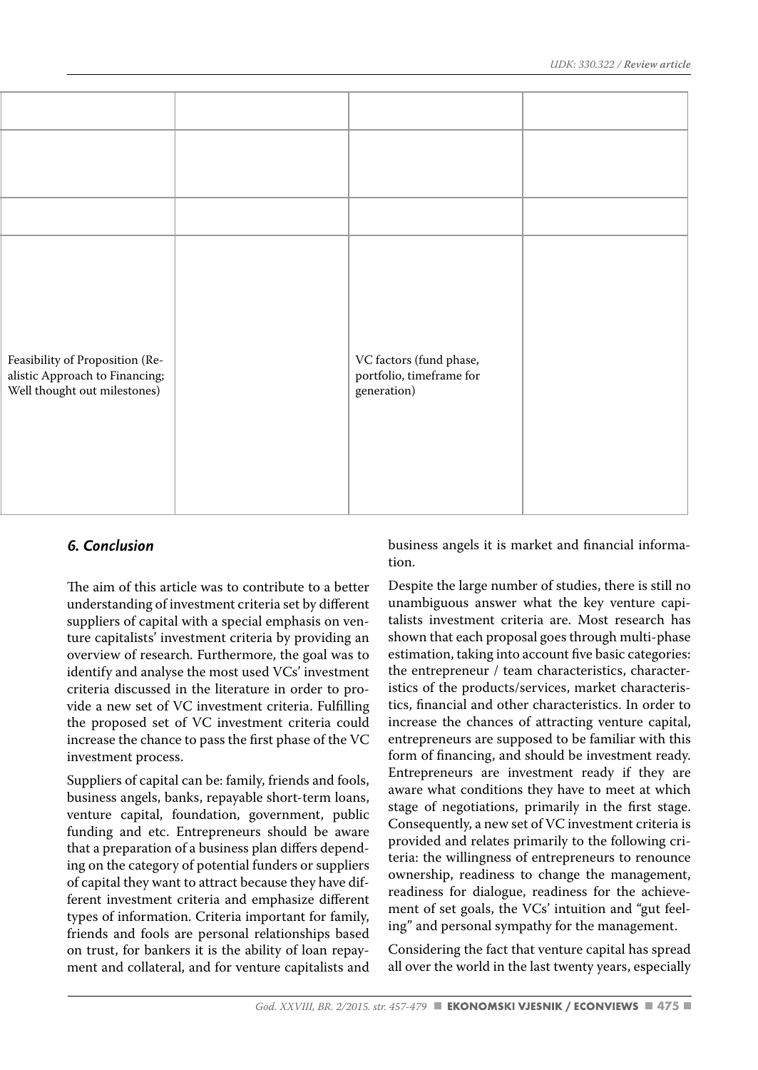| | | | |
|---|---|---|---|
| | | | |
| | | | |
| | | | |
| Feasibility of Proposition (Realistic Approach to Financing; Well thought out milestones) | | VC factors (fund phase, portfolio, timeframe for generation) | |

### *6. Conclusion*

The aim of this article was to contribute to a better understanding of investment criteria set by different suppliers of capital with a special emphasis on venture capitalists' investment criteria by providing an overview of research. Furthermore, the goal was to identify and analyse the most used VCs' investment criteria discussed in the literature in order to provide a new set of VC investment criteria. Fulfilling the proposed set of VC investment criteria could increase the chance to pass the first phase of the VC investment process.

Suppliers of capital can be: family, friends and fools, business angels, banks, repayable short-term loans, venture capital, foundation, government, public funding and etc. Entrepreneurs should be aware that a preparation of a business plan differs depending on the category of potential funders or suppliers of capital they want to attract because they have different investment criteria and emphasize different types of information. Criteria important for family, friends and fools are personal relationships based on trust, for bankers it is the ability of loan repayment and collateral, and for venture capitalists and business angels it is market and financial information.

Despite the large number of studies, there is still no unambiguous answer what the key venture capitalists investment criteria are. Most research has shown that each proposal goes through multi-phase estimation, taking into account five basic categories: the entrepreneur / team characteristics, characteristics of the products/services, market characteristics, financial and other characteristics. In order to increase the chances of attracting venture capital, entrepreneurs are supposed to be familiar with this form of financing, and should be investment ready. Entrepreneurs are investment ready if they are aware what conditions they have to meet at which stage of negotiations, primarily in the first stage. Consequently, a new set of VC investment criteria is provided and relates primarily to the following criteria: the willingness of entrepreneurs to renounce ownership, readiness to change the management, readiness for dialogue, readiness for the achievement of set goals, the VCs' intuition and "gut feeling" and personal sympathy for the management.

Considering the fact that venture capital has spread all over the world in the last twenty years, especially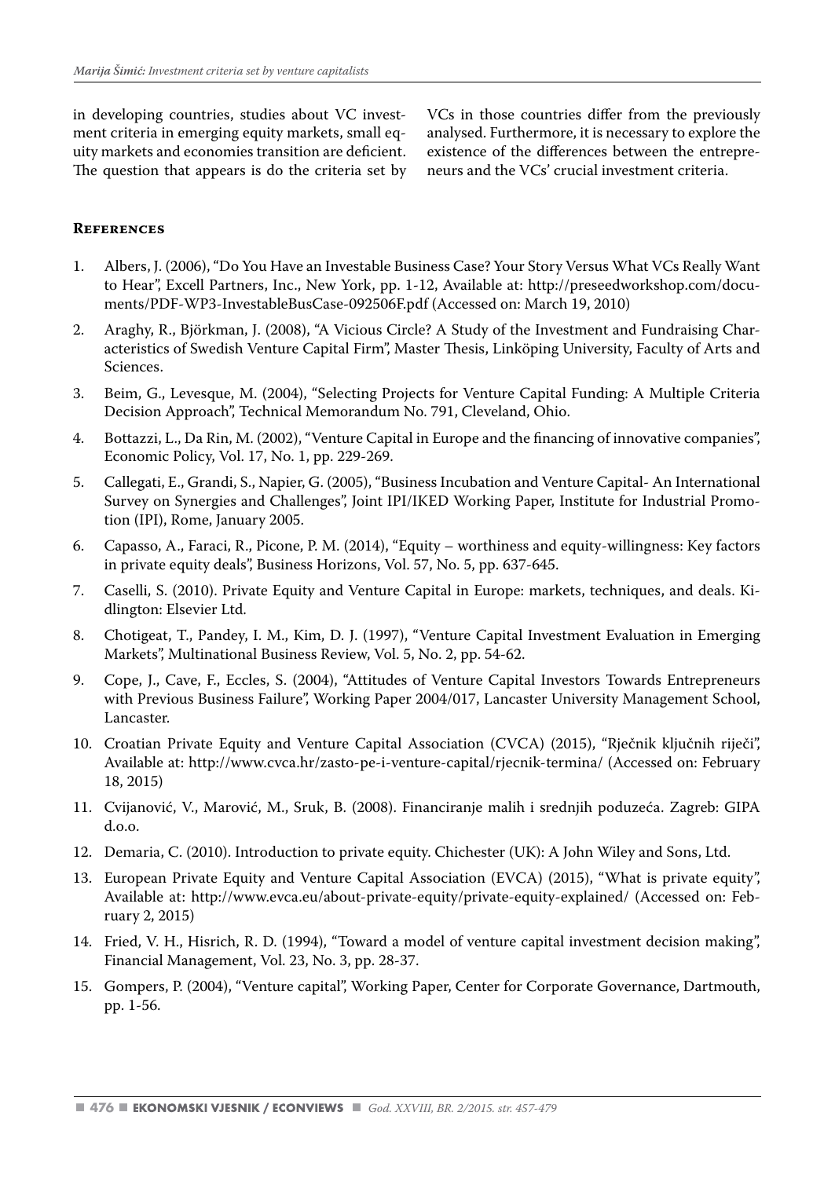in developing countries, studies about VC investment criteria in emerging equity markets, small equity markets and economies transition are deficient. The question that appears is do the criteria set by VCs in those countries differ from the previously analysed. Furthermore, it is necessary to explore the existence of the differences between the entrepreneurs and the VCs' crucial investment criteria.

## References

1. Albers, J. (2006), "Do You Have an Investable Business Case? Your Story Versus What VCs Really Want to Hear", Excell Partners, Inc., New York, pp. 1-12, Available at: http://preseedworkshop.com/documents/PDF-WP3-InvestableBusCase-092506F.pdf (Accessed on: March 19, 2010)
2. Araghy, R., Björkman, J. (2008), "A Vicious Circle? A Study of the Investment and Fundraising Characteristics of Swedish Venture Capital Firm", Master Thesis, Linköping University, Faculty of Arts and Sciences.
3. Beim, G., Levesque, M. (2004), "Selecting Projects for Venture Capital Funding: A Multiple Criteria Decision Approach", Technical Memorandum No. 791, Cleveland, Ohio.
4. Bottazzi, L., Da Rin, M. (2002), "Venture Capital in Europe and the financing of innovative companies", Economic Policy, Vol. 17, No. 1, pp. 229-269.
5. Callegati, E., Grandi, S., Napier, G. (2005), "Business Incubation and Venture Capital- An International Survey on Synergies and Challenges", Joint IPI/IKED Working Paper, Institute for Industrial Promotion (IPI), Rome, January 2005.
6. Capasso, A., Faraci, R., Picone, P. M. (2014), "Equity – worthiness and equity-willingness: Key factors in private equity deals", Business Horizons, Vol. 57, No. 5, pp. 637-645.
7. Caselli, S. (2010). Private Equity and Venture Capital in Europe: markets, techniques, and deals. Kidlington: Elsevier Ltd.
8. Chotigeat, T., Pandey, I. M., Kim, D. J. (1997), "Venture Capital Investment Evaluation in Emerging Markets", Multinational Business Review, Vol. 5, No. 2, pp. 54-62.
9. Cope, J., Cave, F., Eccles, S. (2004), "Attitudes of Venture Capital Investors Towards Entrepreneurs with Previous Business Failure", Working Paper 2004/017, Lancaster University Management School, Lancaster.
10. Croatian Private Equity and Venture Capital Association (CVCA) (2015), "Rječnik ključnih riječi", Available at: http://www.cvca.hr/zasto-pe-i-venture-capital/rjecnik-termina/ (Accessed on: February 18, 2015)
11. Cvijanović, V., Marović, M., Sruk, B. (2008). Financiranje malih i srednjih poduzeća. Zagreb: GIPA d.o.o.
12. Demaria, C. (2010). Introduction to private equity. Chichester (UK): A John Wiley and Sons, Ltd.
13. European Private Equity and Venture Capital Association (EVCA) (2015), "What is private equity", Available at: http://www.evca.eu/about-private-equity/private-equity-explained/ (Accessed on: February 2, 2015)
14. Fried, V. H., Hisrich, R. D. (1994), "Toward a model of venture capital investment decision making", Financial Management, Vol. 23, No. 3, pp. 28-37.
15. Gompers, P. (2004), "Venture capital", Working Paper, Center for Corporate Governance, Dartmouth, pp. 1-56.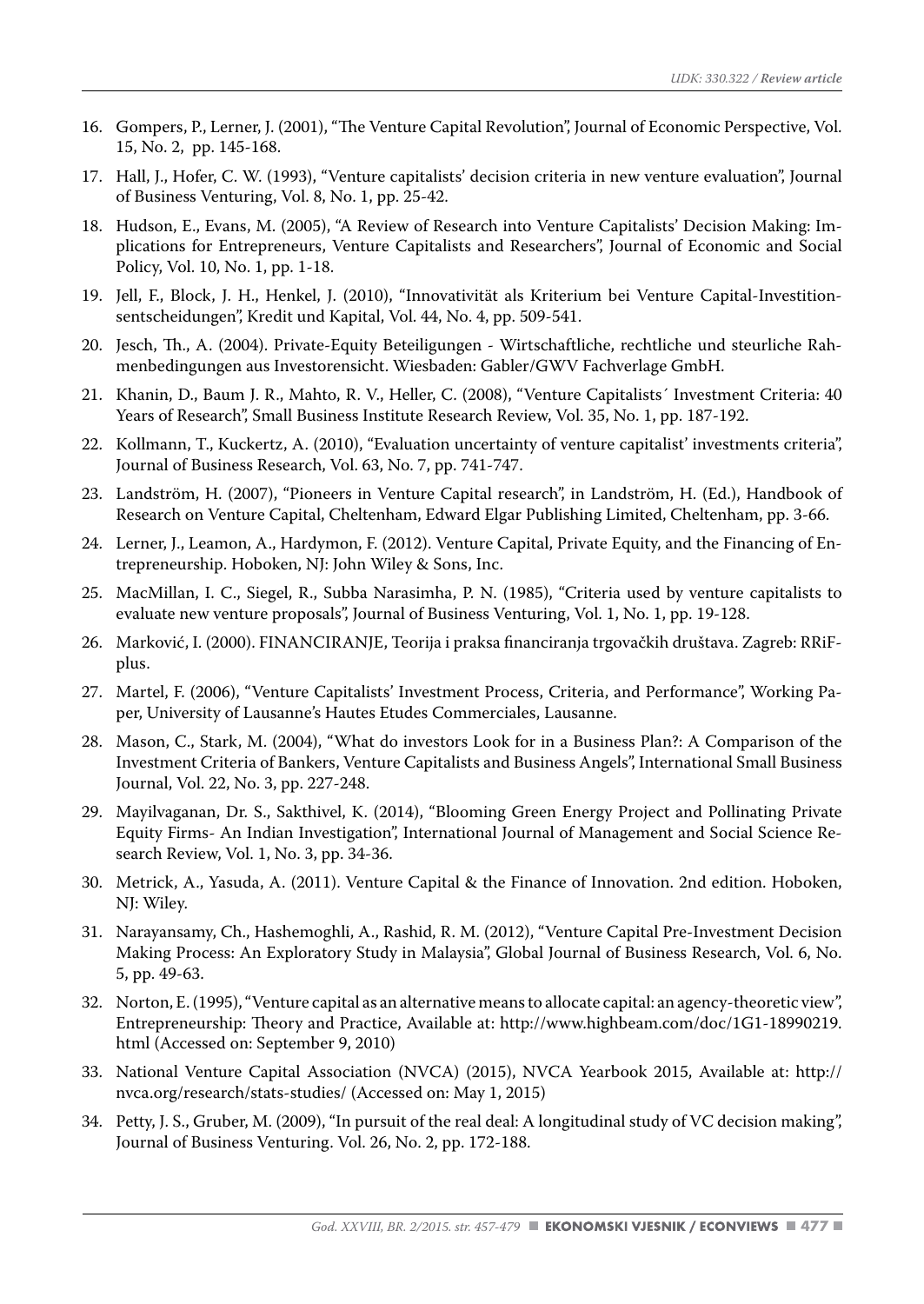16. Gompers, P., Lerner, J. (2001), "The Venture Capital Revolution", Journal of Economic Perspective, Vol. 15, No. 2, pp. 145-168.
17. Hall, J., Hofer, C. W. (1993), "Venture capitalists' decision criteria in new venture evaluation", Journal of Business Venturing, Vol. 8, No. 1, pp. 25-42.
18. Hudson, E., Evans, M. (2005), "A Review of Research into Venture Capitalists' Decision Making: Implications for Entrepreneurs, Venture Capitalists and Researchers", Journal of Economic and Social Policy, Vol. 10, No. 1, pp. 1-18.
19. Jell, F., Block, J. H., Henkel, J. (2010), "Innovativität als Kriterium bei Venture Capital-Investitionsentscheidungen", Kredit und Kapital, Vol. 44, No. 4, pp. 509-541.
20. Jesch, Th., A. (2004). Private-Equity Beteiligungen - Wirtschaftliche, rechtliche und steurliche Rahmenbedingungen aus Investorensicht. Wiesbaden: Gabler/GWV Fachverlage GmbH.
21. Khanin, D., Baum J. R., Mahto, R. V., Heller, C. (2008), "Venture Capitalists´ Investment Criteria: 40 Years of Research", Small Business Institute Research Review, Vol. 35, No. 1, pp. 187-192.
22. Kollmann, T., Kuckertz, A. (2010), "Evaluation uncertainty of venture capitalist' investments criteria", Journal of Business Research, Vol. 63, No. 7, pp. 741-747.
23. Landström, H. (2007), "Pioneers in Venture Capital research", in Landström, H. (Ed.), Handbook of Research on Venture Capital, Cheltenham, Edward Elgar Publishing Limited, Cheltenham, pp. 3-66.
24. Lerner, J., Leamon, A., Hardymon, F. (2012). Venture Capital, Private Equity, and the Financing of Entrepreneurship. Hoboken, NJ: John Wiley & Sons, Inc.
25. MacMillan, I. C., Siegel, R., Subba Narasimha, P. N. (1985), "Criteria used by venture capitalists to evaluate new venture proposals", Journal of Business Venturing, Vol. 1, No. 1, pp. 19-128.
26. Marković, I. (2000). FINANCIRANJE, Teorija i praksa financiranja trgovačkih društava. Zagreb: RRiF-plus.
27. Martel, F. (2006), "Venture Capitalists' Investment Process, Criteria, and Performance", Working Paper, University of Lausanne's Hautes Etudes Commerciales, Lausanne.
28. Mason, C., Stark, M. (2004), "What do investors Look for in a Business Plan?: A Comparison of the Investment Criteria of Bankers, Venture Capitalists and Business Angels", International Small Business Journal, Vol. 22, No. 3, pp. 227-248.
29. Mayilvaganan, Dr. S., Sakthivel, K. (2014), "Blooming Green Energy Project and Pollinating Private Equity Firms- An Indian Investigation", International Journal of Management and Social Science Research Review, Vol. 1, No. 3, pp. 34-36.
30. Metrick, A., Yasuda, A. (2011). Venture Capital & the Finance of Innovation. 2nd edition. Hoboken, NJ: Wiley.
31. Narayansamy, Ch., Hashemoghli, A., Rashid, R. M. (2012), "Venture Capital Pre-Investment Decision Making Process: An Exploratory Study in Malaysia", Global Journal of Business Research, Vol. 6, No. 5, pp. 49-63.
32. Norton, E. (1995), "Venture capital as an alternative means to allocate capital: an agency-theoretic view", Entrepreneurship: Theory and Practice, Available at: http://www.highbeam.com/doc/1G1-18990219.html (Accessed on: September 9, 2010)
33. National Venture Capital Association (NVCA) (2015), NVCA Yearbook 2015, Available at: http://nvca.org/research/stats-studies/ (Accessed on: May 1, 2015)
34. Petty, J. S., Gruber, M. (2009), "In pursuit of the real deal: A longitudinal study of VC decision making", Journal of Business Venturing. Vol. 26, No. 2, pp. 172-188.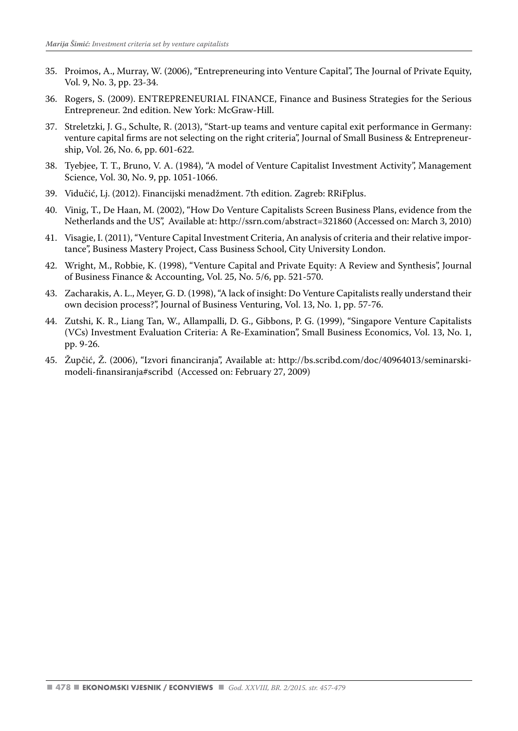35. Proimos, A., Murray, W. (2006), "Entrepreneuring into Venture Capital", The Journal of Private Equity, Vol. 9, No. 3, pp. 23-34.
36. Rogers, S. (2009). ENTREPRENEURIAL FINANCE, Finance and Business Strategies for the Serious Entrepreneur. 2nd edition. New York: McGraw-Hill.
37. Streletzki, J. G., Schulte, R. (2013), "Start-up teams and venture capital exit performance in Germany: venture capital firms are not selecting on the right criteria", Journal of Small Business & Entrepreneurship, Vol. 26, No. 6, pp. 601-622.
38. Tyebjee, T. T., Bruno, V. A. (1984), "A model of Venture Capitalist Investment Activity", Management Science, Vol. 30, No. 9, pp. 1051-1066.
39. Vidučić, Lj. (2012). Financijski menadžment. 7th edition. Zagreb: RRiFplus.
40. Vinig, T., De Haan, M. (2002), "How Do Venture Capitalists Screen Business Plans, evidence from the Netherlands and the US", Available at: http://ssrn.com/abstract=321860 (Accessed on: March 3, 2010)
41. Visagie, I. (2011), "Venture Capital Investment Criteria, An analysis of criteria and their relative importance", Business Mastery Project, Cass Business School, City University London.
42. Wright, M., Robbie, K. (1998), "Venture Capital and Private Equity: A Review and Synthesis", Journal of Business Finance & Accounting, Vol. 25, No. 5/6, pp. 521-570.
43. Zacharakis, A. L., Meyer, G. D. (1998), "A lack of insight: Do Venture Capitalists really understand their own decision process?", Journal of Business Venturing, Vol. 13, No. 1, pp. 57-76.
44. Zutshi, K. R., Liang Tan, W., Allampalli, D. G., Gibbons, P. G. (1999), "Singapore Venture Capitalists (VCs) Investment Evaluation Criteria: A Re-Examination", Small Business Economics, Vol. 13, No. 1, pp. 9-26.
45. Župčić, Ž. (2006), "Izvori financiranja", Available at: http://bs.scribd.com/doc/40964013/seminarski-modeli-finansiranja#scribd (Accessed on: February 27, 2009)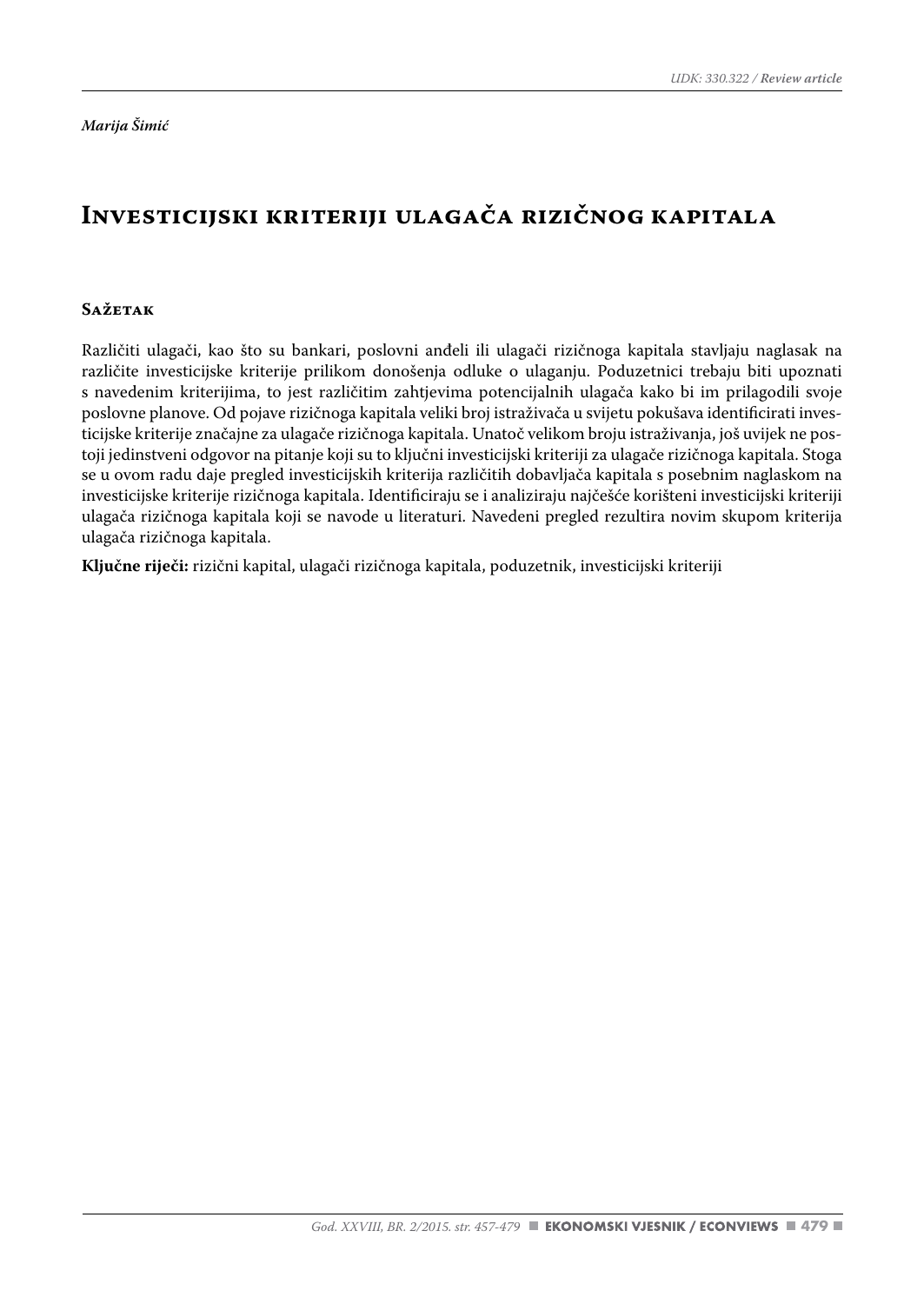*Marija Šimić*

# Investicijski kriteriji ulagača rizičnog kapitala

## Sažetak

Različiti ulagači, kao što su bankari, poslovni anđeli ili ulagači rizičnoga kapitala stavljaju naglasak na različite investicijske kriterije prilikom donošenja odluke o ulaganju. Poduzetnici trebaju biti upoznati s navedenim kriterijima, to jest različitim zahtjevima potencijalnih ulagača kako bi im prilagodili svoje poslovne planove. Od pojave rizičnoga kapitala veliki broj istraživača u svijetu pokušava identificirati investicijske kriterije značajne za ulagače rizičnoga kapitala. Unatoč velikom broju istraživanja, još uvijek ne postoji jedinstveni odgovor na pitanje koji su to ključni investicijski kriteriji za ulagače rizičnoga kapitala. Stoga se u ovom radu daje pregled investicijskih kriterija različitih dobavljača kapitala s posebnim naglaskom na investicijske kriterije rizičnoga kapitala. Identificiraju se i analiziraju najčešće korišteni investicijski kriteriji ulagača rizičnoga kapitala koji se navode u literaturi. Navedeni pregled rezultira novim skupom kriterija ulagača rizičnoga kapitala.

**Ključne riječi:** rizični kapital, ulagači rizičnoga kapitala, poduzetnik, investicijski kriteriji